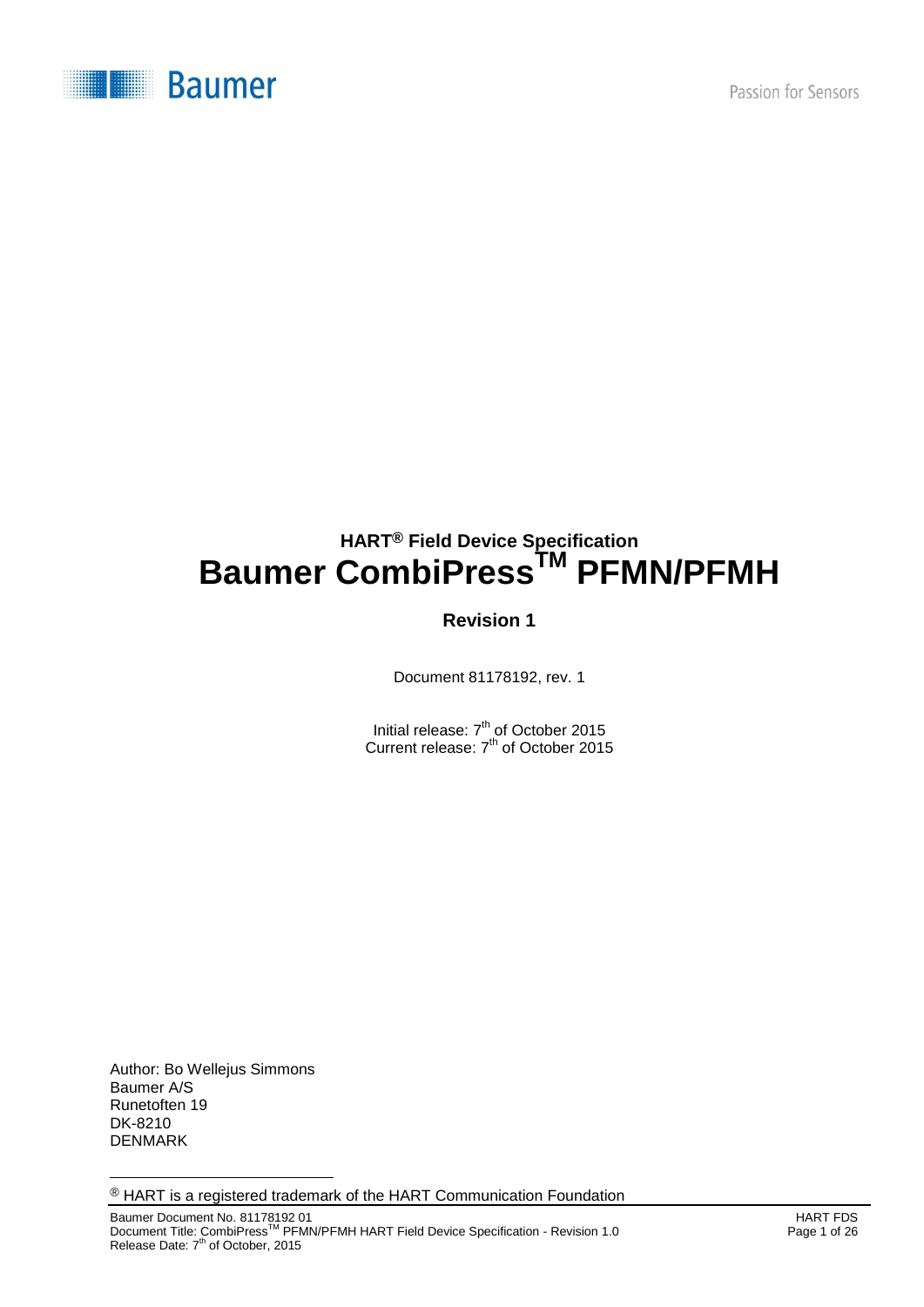# HART® Field Device Specification

# Baumer CombiPress™ PFMN/PFMH

**Revision 1**

Document 81178192, rev. 1

Initial release: 7th of October 2015
Current release: 7th of October 2015

Author: Bo Wellejus Simmons
Baumer A/S
Runetoften 19
DK-8210
DENMARK

® HART is a registered trademark of the HART Communication Foundation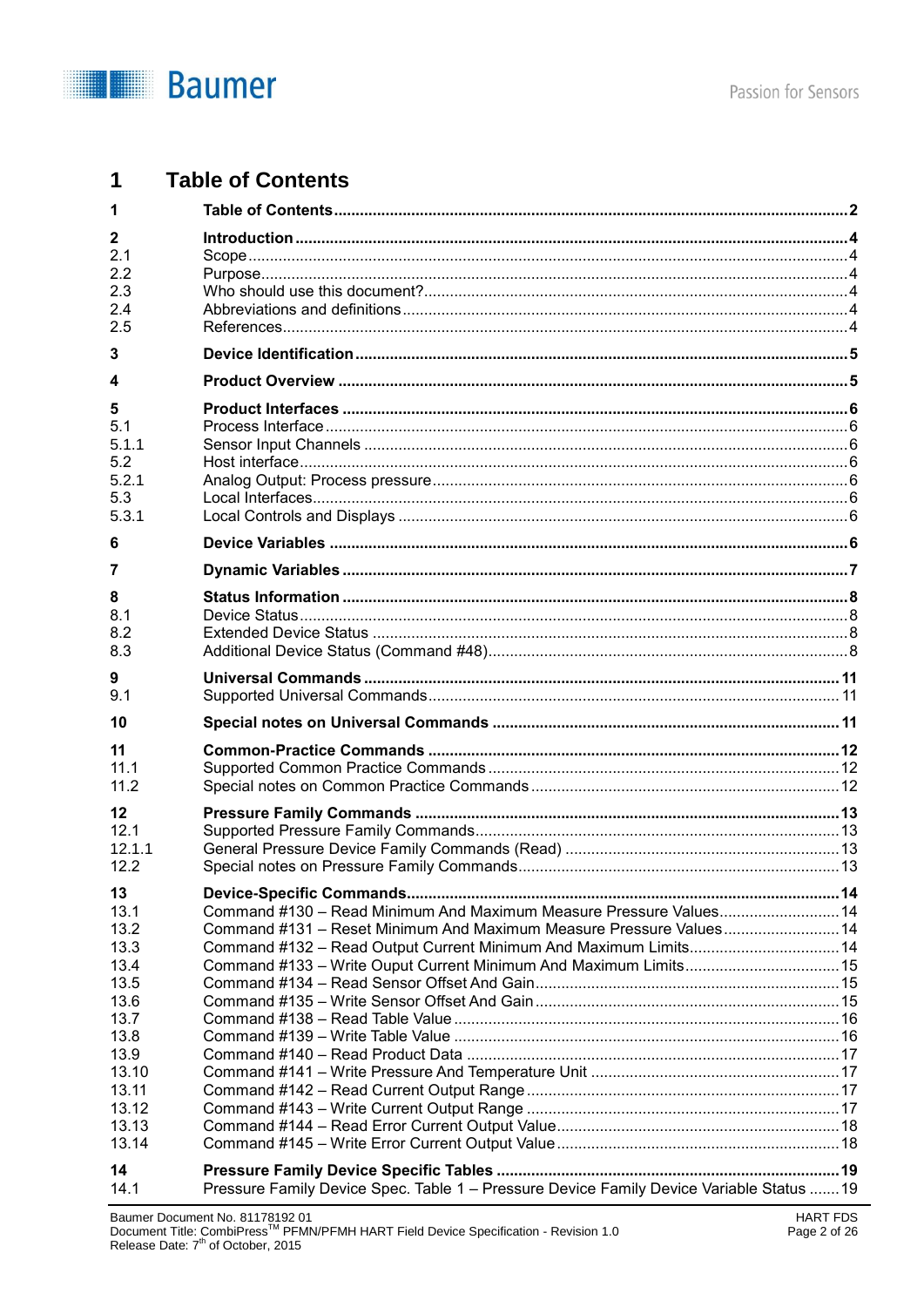# 1 Table of Contents

| | | |
|---|---|---|
| **1** | **Table of Contents** | **2** |
| **2** | **Introduction** | **4** |
| 2.1 | Scope | 4 |
| 2.2 | Purpose | 4 |
| 2.3 | Who should use this document? | 4 |
| 2.4 | Abbreviations and definitions | 4 |
| 2.5 | References | 4 |
| **3** | **Device Identification** | **5** |
| **4** | **Product Overview** | **5** |
| **5** | **Product Interfaces** | **6** |
| 5.1 | Process Interface | 6 |
| 5.1.1 | Sensor Input Channels | 6 |
| 5.2 | Host interface | 6 |
| 5.2.1 | Analog Output: Process pressure | 6 |
| 5.3 | Local Interfaces | 6 |
| 5.3.1 | Local Controls and Displays | 6 |
| **6** | **Device Variables** | **6** |
| **7** | **Dynamic Variables** | **7** |
| **8** | **Status Information** | **8** |
| 8.1 | Device Status | 8 |
| 8.2 | Extended Device Status | 8 |
| 8.3 | Additional Device Status (Command #48) | 8 |
| **9** | **Universal Commands** | **11** |
| 9.1 | Supported Universal Commands | 11 |
| **10** | **Special notes on Universal Commands** | **11** |
| **11** | **Common-Practice Commands** | **12** |
| 11.1 | Supported Common Practice Commands | 12 |
| 11.2 | Special notes on Common Practice Commands | 12 |
| **12** | **Pressure Family Commands** | **13** |
| 12.1 | Supported Pressure Family Commands | 13 |
| 12.1.1 | General Pressure Device Family Commands (Read) | 13 |
| 12.2 | Special notes on Pressure Family Commands | 13 |
| **13** | **Device-Specific Commands** | **14** |
| 13.1 | Command #130 – Read Minimum And Maximum Measure Pressure Values | 14 |
| 13.2 | Command #131 – Reset Minimum And Maximum Measure Pressure Values | 14 |
| 13.3 | Command #132 – Read Output Current Minimum And Maximum Limits | 14 |
| 13.4 | Command #133 – Write Ouput Current Minimum And Maximum Limits | 15 |
| 13.5 | Command #134 – Read Sensor Offset And Gain | 15 |
| 13.6 | Command #135 – Write Sensor Offset And Gain | 15 |
| 13.7 | Command #138 – Read Table Value | 16 |
| 13.8 | Command #139 – Write Table Value | 16 |
| 13.9 | Command #140 – Read Product Data | 17 |
| 13.10 | Command #141 – Write Pressure And Temperature Unit | 17 |
| 13.11 | Command #142 – Read Current Output Range | 17 |
| 13.12 | Command #143 – Write Current Output Range | 17 |
| 13.13 | Command #144 – Read Error Current Output Value | 18 |
| 13.14 | Command #145 – Write Error Current Output Value | 18 |
| **14** | **Pressure Family Device Specific Tables** | **19** |
| 14.1 | Pressure Family Device Spec. Table 1 – Pressure Device Family Device Variable Status | 19 |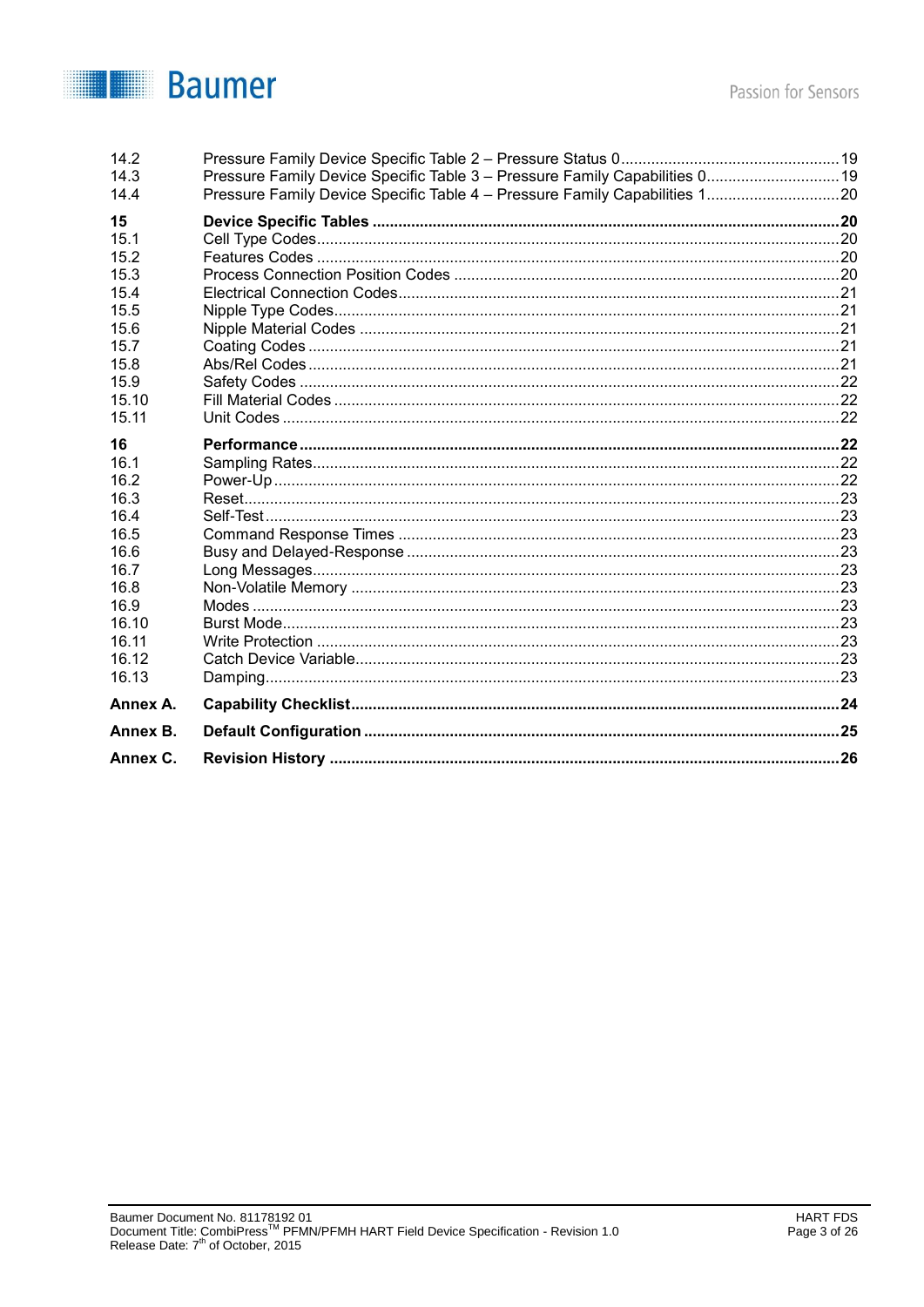| | | |
|---|---|---|
| 14.2 | Pressure Family Device Specific Table 2 – Pressure Status 0 | 19 |
| 14.3 | Pressure Family Device Specific Table 3 – Pressure Family Capabilities 0 | 19 |
| 14.4 | Pressure Family Device Specific Table 4 – Pressure Family Capabilities 1 | 20 |
| **15** | **Device Specific Tables** | **20** |
| 15.1 | Cell Type Codes | 20 |
| 15.2 | Features Codes | 20 |
| 15.3 | Process Connection Position Codes | 20 |
| 15.4 | Electrical Connection Codes | 21 |
| 15.5 | Nipple Type Codes | 21 |
| 15.6 | Nipple Material Codes | 21 |
| 15.7 | Coating Codes | 21 |
| 15.8 | Abs/Rel Codes | 21 |
| 15.9 | Safety Codes | 22 |
| 15.10 | Fill Material Codes | 22 |
| 15.11 | Unit Codes | 22 |
| **16** | **Performance** | **22** |
| 16.1 | Sampling Rates | 22 |
| 16.2 | Power-Up | 22 |
| 16.3 | Reset | 23 |
| 16.4 | Self-Test | 23 |
| 16.5 | Command Response Times | 23 |
| 16.6 | Busy and Delayed-Response | 23 |
| 16.7 | Long Messages | 23 |
| 16.8 | Non-Volatile Memory | 23 |
| 16.9 | Modes | 23 |
| 16.10 | Burst Mode | 23 |
| 16.11 | Write Protection | 23 |
| 16.12 | Catch Device Variable | 23 |
| 16.13 | Damping | 23 |
| **Annex A.** | **Capability Checklist** | **24** |
| **Annex B.** | **Default Configuration** | **25** |
| **Annex C.** | **Revision History** | **26** |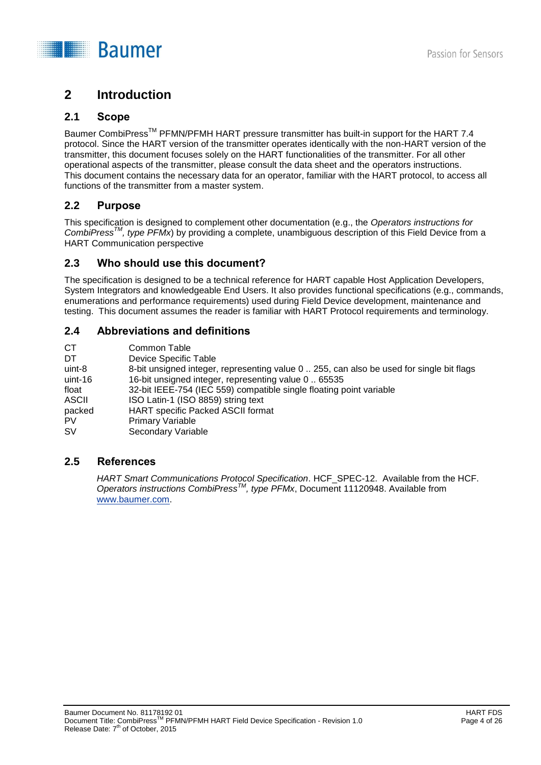# 2 Introduction

## 2.1 Scope

Baumer CombiPress™ PFMN/PFMH HART pressure transmitter has built-in support for the HART 7.4 protocol. Since the HART version of the transmitter operates identically with the non-HART version of the transmitter, this document focuses solely on the HART functionalities of the transmitter. For all other operational aspects of the transmitter, please consult the data sheet and the operators instructions. This document contains the necessary data for an operator, familiar with the HART protocol, to access all functions of the transmitter from a master system.

## 2.2 Purpose

This specification is designed to complement other documentation (e.g., the *Operators instructions for CombiPress™, type PFMx*) by providing a complete, unambiguous description of this Field Device from a HART Communication perspective

## 2.3 Who should use this document?

The specification is designed to be a technical reference for HART capable Host Application Developers, System Integrators and knowledgeable End Users. It also provides functional specifications (e.g., commands, enumerations and performance requirements) used during Field Device development, maintenance and testing. This document assumes the reader is familiar with HART Protocol requirements and terminology.

## 2.4 Abbreviations and definitions

| | |
|---|---|
| CT | Common Table |
| DT | Device Specific Table |
| uint-8 | 8-bit unsigned integer, representing value 0 .. 255, can also be used for single bit flags |
| uint-16 | 16-bit unsigned integer, representing value 0 .. 65535 |
| float | 32-bit IEEE-754 (IEC 559) compatible single floating point variable |
| ASCII | ISO Latin-1 (ISO 8859) string text |
| packed | HART specific Packed ASCII format |
| PV | Primary Variable |
| SV | Secondary Variable |

## 2.5 References

*HART Smart Communications Protocol Specification*. HCF_SPEC-12. Available from the HCF.
*Operators instructions CombiPress™, type PFMx*, Document 11120948. Available from www.baumer.com.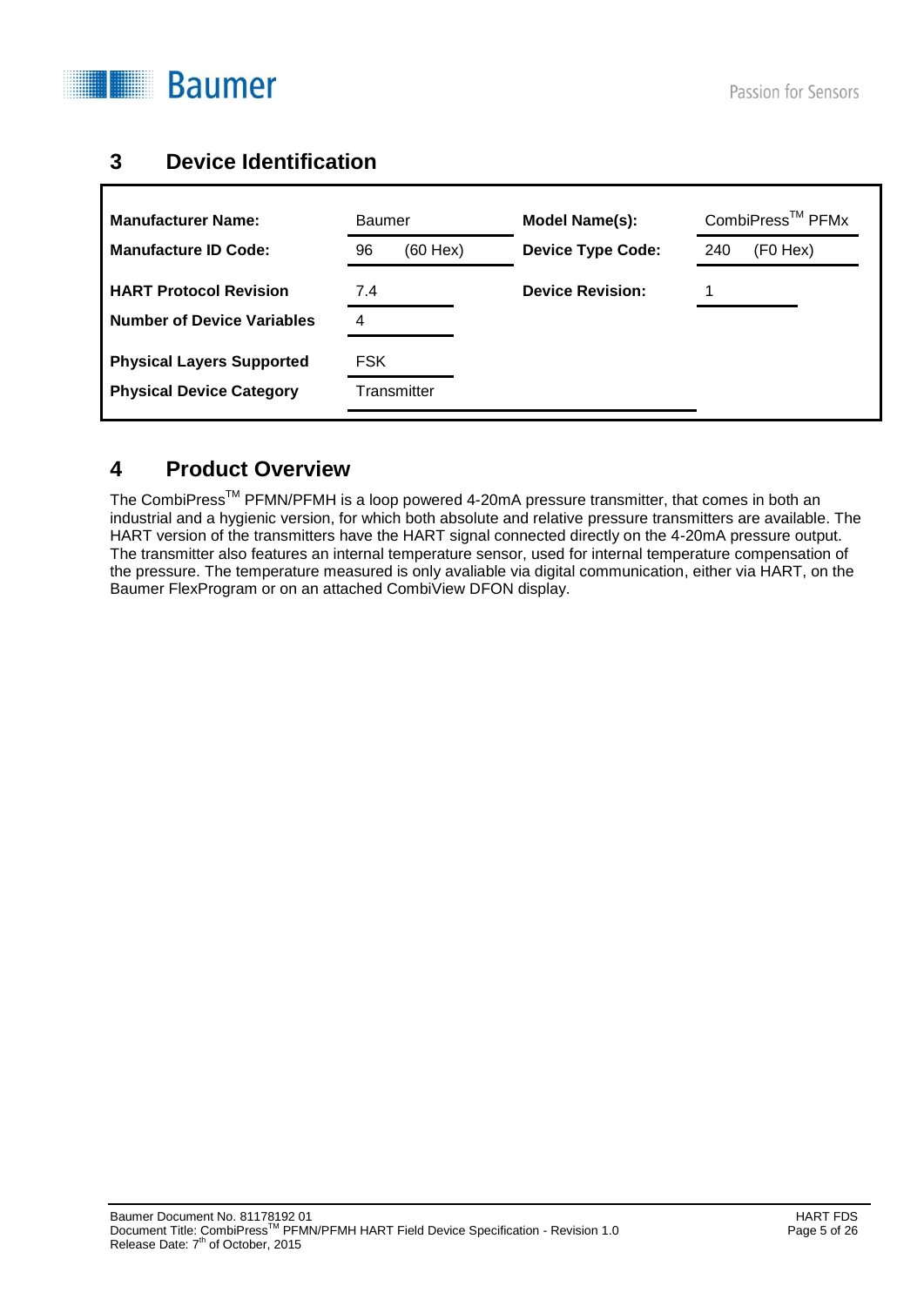## 3 Device Identification

| | | | |
|---|---|---|---|
| **Manufacturer Name:** | Baumer | **Model Name(s):** | CombiPress™ PFMx |
| **Manufacture ID Code:** | 96 (60 Hex) | **Device Type Code:** | 240 (F0 Hex) |
| **HART Protocol Revision** | 7.4 | **Device Revision:** | 1 |
| **Number of Device Variables** | 4 | | |
| **Physical Layers Supported** | FSK | | |
| **Physical Device Category** | Transmitter | | |

## 4 Product Overview

The CombiPress™ PFMN/PFMH is a loop powered 4-20mA pressure transmitter, that comes in both an industrial and a hygienic version, for which both absolute and relative pressure transmitters are available. The HART version of the transmitters have the HART signal connected directly on the 4-20mA pressure output. The transmitter also features an internal temperature sensor, used for internal temperature compensation of the pressure. The temperature measured is only avaliable via digital communication, either via HART, on the Baumer FlexProgram or on an attached CombiView DFON display.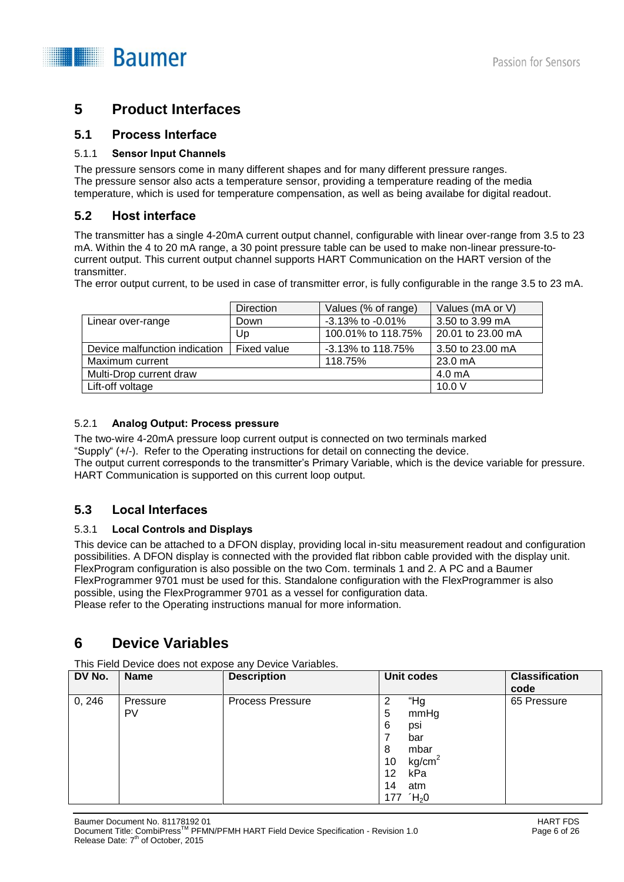# 5 Product Interfaces

## 5.1 Process Interface

### 5.1.1 Sensor Input Channels

The pressure sensors come in many different shapes and for many different pressure ranges.
The pressure sensor also acts a temperature sensor, providing a temperature reading of the media temperature, which is used for temperature compensation, as well as being availabe for digital readout.

## 5.2 Host interface

The transmitter has a single 4-20mA current output channel, configurable with linear over-range from 3.5 to 23 mA. Within the 4 to 20 mA range, a 30 point pressure table can be used to make non-linear pressure-to-current output. This current output channel supports HART Communication on the HART version of the transmitter.
The error output current, to be used in case of transmitter error, is fully configurable in the range 3.5 to 23 mA.

| | Direction | Values (% of range) | Values (mA or V) |
|---|---|---|---|
| Linear over-range | Down | -3.13% to -0.01% | 3.50 to 3.99 mA |
| | Up | 100.01% to 118.75% | 20.01 to 23.00 mA |
| Device malfunction indication | Fixed value | -3.13% to 118.75% | 3.50 to 23.00 mA |
| Maximum current | | 118.75% | 23.0 mA |
| Multi-Drop current draw | | | 4.0 mA |
| Lift-off voltage | | | 10.0 V |

### 5.2.1 Analog Output: Process pressure

The two-wire 4-20mA pressure loop current output is connected on two terminals marked "Supply" (+/-). Refer to the Operating instructions for detail on connecting the device.
The output current corresponds to the transmitter's Primary Variable, which is the device variable for pressure.
HART Communication is supported on this current loop output.

## 5.3 Local Interfaces

### 5.3.1 Local Controls and Displays

This device can be attached to a DFON display, providing local in-situ measurement readout and configuration possibilities. A DFON display is connected with the provided flat ribbon cable provided with the display unit. FlexProgram configuration is also possible on the two Com. terminals 1 and 2. A PC and a Baumer FlexProgrammer 9701 must be used for this. Standalone configuration with the FlexProgrammer is also possible, using the FlexProgrammer 9701 as a vessel for configuration data.
Please refer to the Operating instructions manual for more information.

# 6 Device Variables

This Field Device does not expose any Device Variables.

| DV No. | Name | Description | Unit codes | Classification code |
|---|---|---|---|---|
| 0, 246 | Pressure PV | Process Pressure | 2 "Hg<br>5 mmHg<br>6 psi<br>7 bar<br>8 mbar<br>10 $kg/cm^2$<br>12 kPa<br>14 atm<br>177 ´$H_2$0 | 65 Pressure |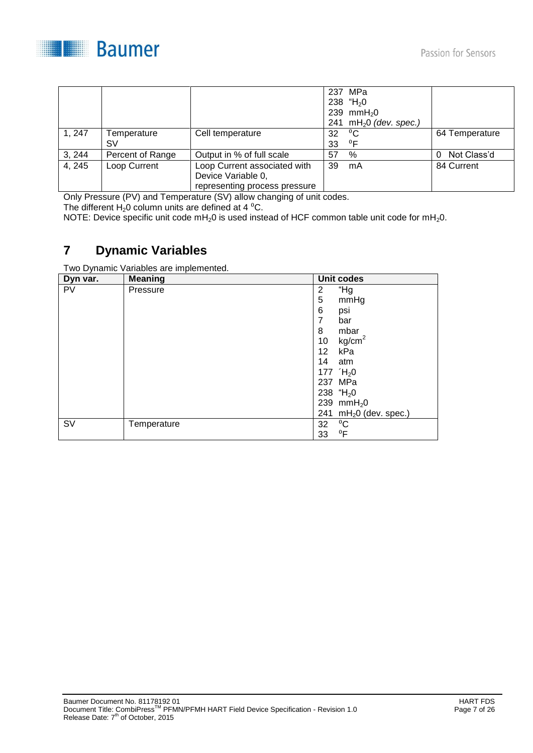| | | | 237 MPa<br>238 "$H_20$<br>239 $mmH_20$<br>241 $mH_20$ *(dev. spec.)* | |
|---|---|---|---|---|
| 1, 247 | Temperature SV | Cell temperature | 32 $^0$C<br>33 $^0$F | 64 Temperature |
| 3, 244 | Percent of Range | Output in % of full scale | 57 % | 0 Not Class'd |
| 4, 245 | Loop Current | Loop Current associated with Device Variable 0, representing process pressure | 39 mA | 84 Current |

Only Pressure (PV) and Temperature (SV) allow changing of unit codes.
The different $H_20$ column units are defined at 4 $^0$C.
NOTE: Device specific unit code $mH_20$ is used instead of HCF common table unit code for $mH_20$.

# 7 Dynamic Variables

Two Dynamic Variables are implemented.

| Dyn var. | Meaning | Unit codes |
|---|---|---|
| PV | Pressure | 2 "Hg<br>5 mmHg<br>6 psi<br>7 bar<br>8 mbar<br>10 $kg/cm^2$<br>12 kPa<br>14 atm<br>177 ´$H_20$<br>237 MPa<br>238 "$H_20$<br>239 $mmH_20$<br>241 $mH_20$ (dev. spec.) |
| SV | Temperature | 32 $^0$C<br>33 $^0$F |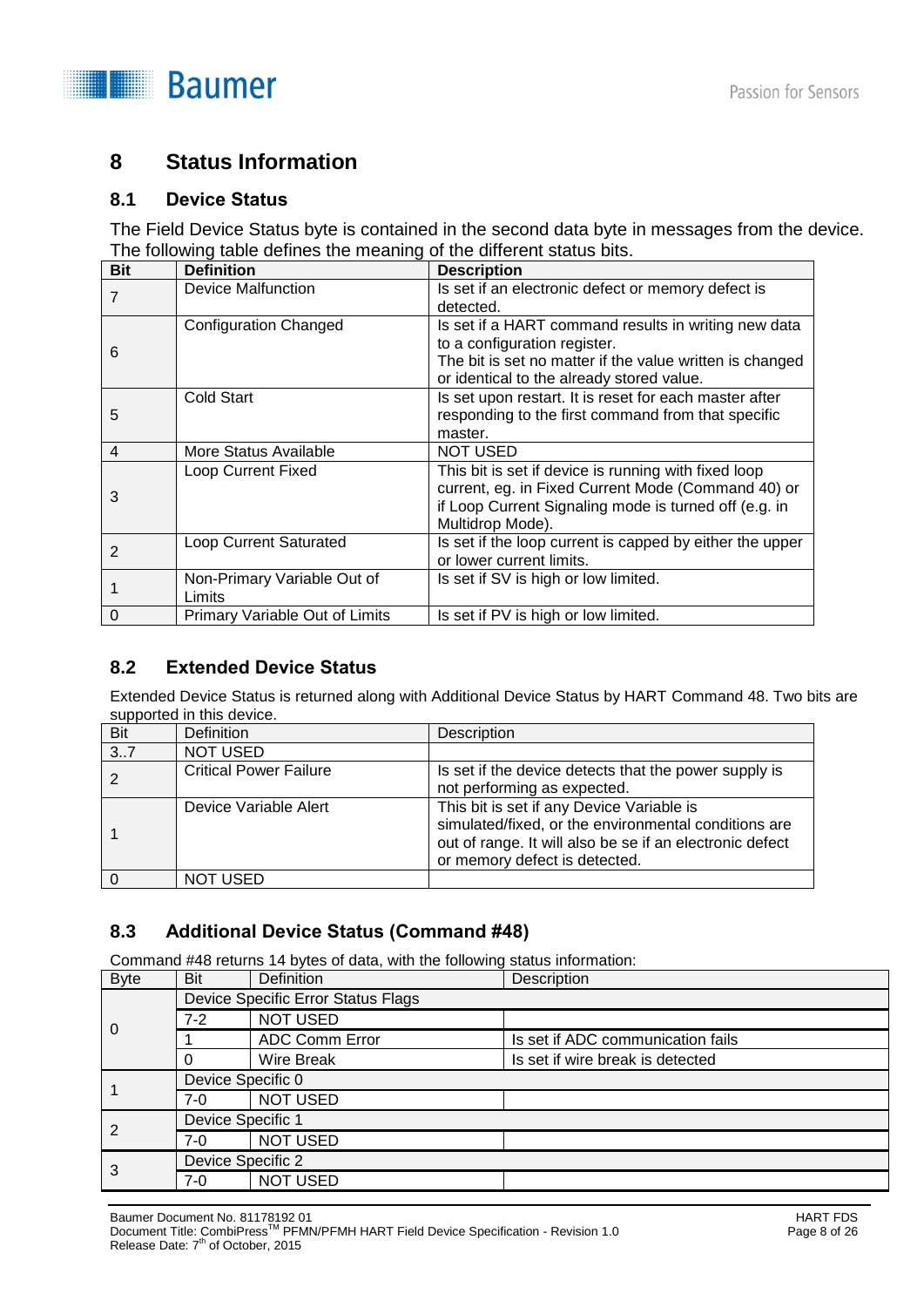# 8 Status Information

## 8.1 Device Status

The Field Device Status byte is contained in the second data byte in messages from the device. The following table defines the meaning of the different status bits.

| Bit | Definition | Description |
|---|---|---|
| 7 | Device Malfunction | Is set if an electronic defect or memory defect is detected. |
| 6 | Configuration Changed | Is set if a HART command results in writing new data to a configuration register. The bit is set no matter if the value written is changed or identical to the already stored value. |
| 5 | Cold Start | Is set upon restart. It is reset for each master after responding to the first command from that specific master. |
| 4 | More Status Available | NOT USED |
| 3 | Loop Current Fixed | This bit is set if device is running with fixed loop current, eg. in Fixed Current Mode (Command 40) or if Loop Current Signaling mode is turned off (e.g. in Multidrop Mode). |
| 2 | Loop Current Saturated | Is set if the loop current is capped by either the upper or lower current limits. |
| 1 | Non-Primary Variable Out of Limits | Is set if SV is high or low limited. |
| 0 | Primary Variable Out of Limits | Is set if PV is high or low limited. |

## 8.2 Extended Device Status

Extended Device Status is returned along with Additional Device Status by HART Command 48. Two bits are supported in this device.

| Bit | Definition | Description |
|---|---|---|
| 3..7 | NOT USED | |
| 2 | Critical Power Failure | Is set if the device detects that the power supply is not performing as expected. |
| 1 | Device Variable Alert | This bit is set if any Device Variable is simulated/fixed, or the environmental conditions are out of range. It will also be se if an electronic defect or memory defect is detected. |
| 0 | NOT USED | |

## 8.3 Additional Device Status (Command #48)

Command #48 returns 14 bytes of data, with the following status information:

| Byte | Bit | Definition | Description |
|---|---|---|---|
| 0 | Device Specific Error Status Flags | | |
| | 7-2 | NOT USED | |
| | 1 | ADC Comm Error | Is set if ADC communication fails |
| | 0 | Wire Break | Is set if wire break is detected |
| 1 | Device Specific 0 | | |
| | 7-0 | NOT USED | |
| 2 | Device Specific 1 | | |
| | 7-0 | NOT USED | |
| 3 | Device Specific 2 | | |
| | 7-0 | NOT USED | |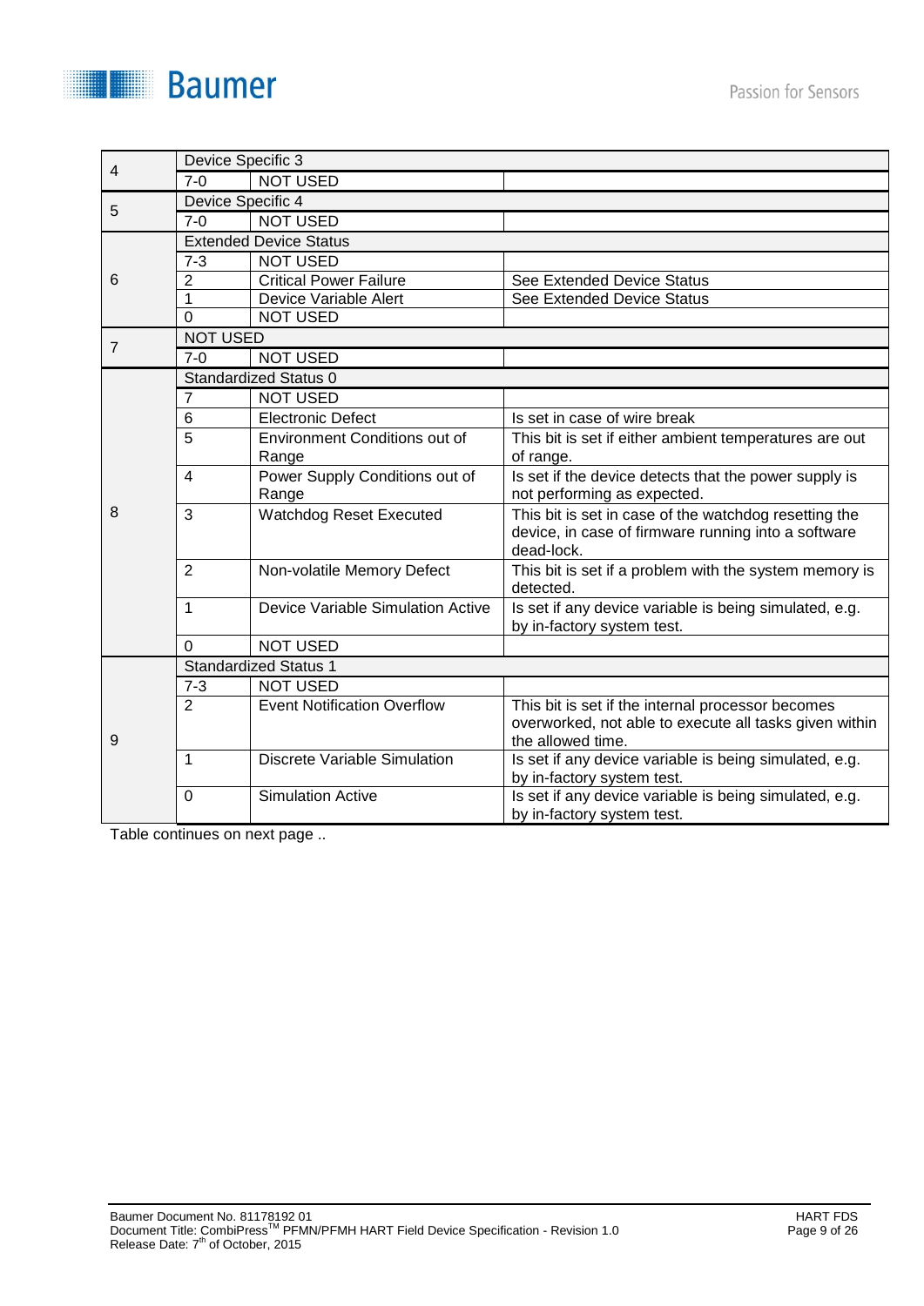| Byte | Bit | Description | Comment |
|---|---|---|---|
| 4 | Device Specific 3 | | |
| | 7-0 | NOT USED | |
| 5 | Device Specific 4 | | |
| | 7-0 | NOT USED | |
| 6 | Extended Device Status | | |
| | 7-3 | NOT USED | |
| | 2 | Critical Power Failure | See Extended Device Status |
| | 1 | Device Variable Alert | See Extended Device Status |
| | 0 | NOT USED | |
| 7 | NOT USED | | |
| | 7-0 | NOT USED | |
| 8 | Standardized Status 0 | | |
| | 7 | NOT USED | |
| | 6 | Electronic Defect | Is set in case of wire break |
| | 5 | Environment Conditions out of Range | This bit is set if either ambient temperatures are out of range. |
| | 4 | Power Supply Conditions out of Range | Is set if the device detects that the power supply is not performing as expected. |
| | 3 | Watchdog Reset Executed | This bit is set in case of the watchdog resetting the device, in case of firmware running into a software dead-lock. |
| | 2 | Non-volatile Memory Defect | This bit is set if a problem with the system memory is detected. |
| | 1 | Device Variable Simulation Active | Is set if any device variable is being simulated, e.g. by in-factory system test. |
| | 0 | NOT USED | |
| 9 | Standardized Status 1 | | |
| | 7-3 | NOT USED | |
| | 2 | Event Notification Overflow | This bit is set if the internal processor becomes overworked, not able to execute all tasks given within the allowed time. |
| | 1 | Discrete Variable Simulation | Is set if any device variable is being simulated, e.g. by in-factory system test. |
| | 0 | Simulation Active | Is set if any device variable is being simulated, e.g. by in-factory system test. |

Table continues on next page ..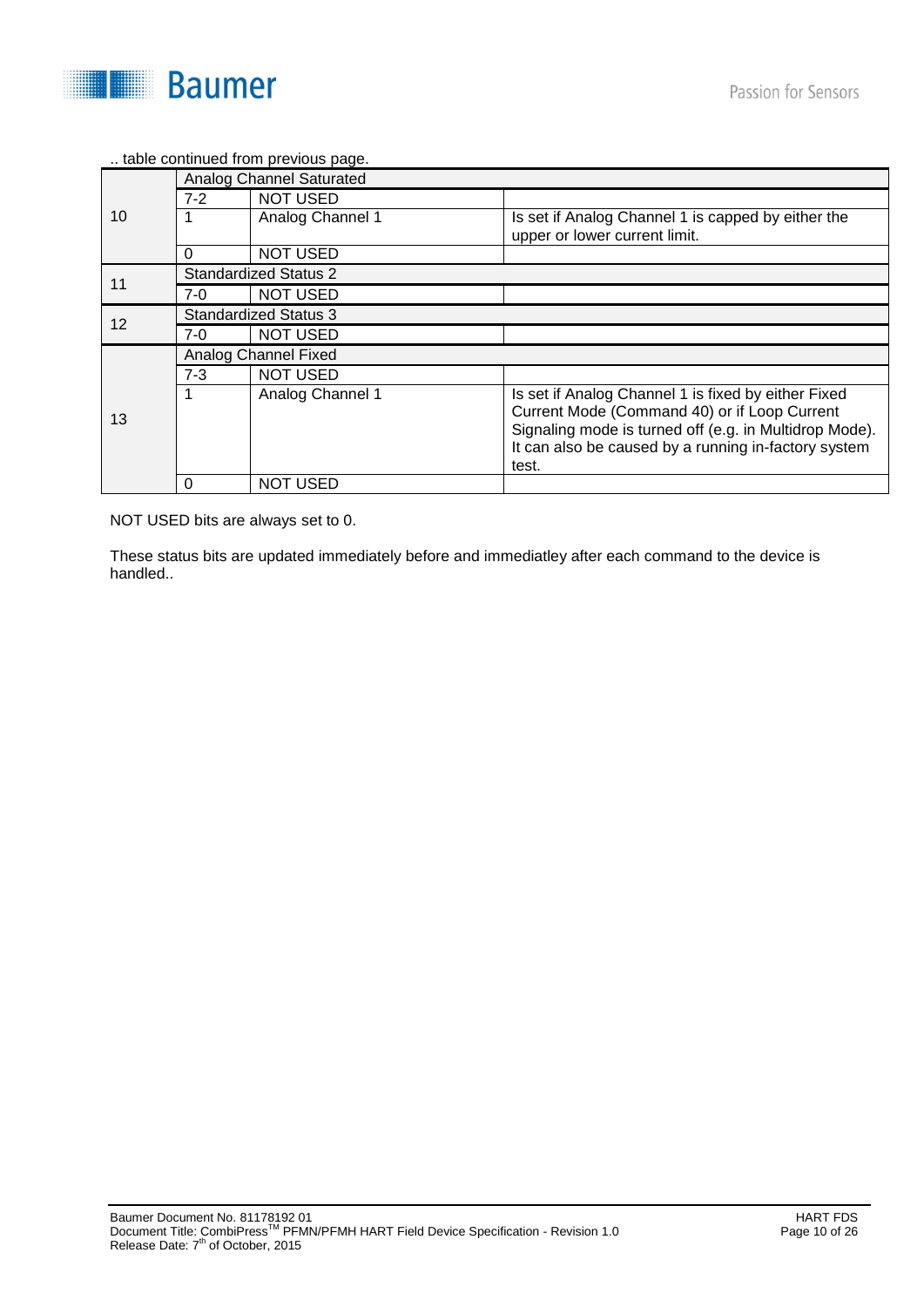.. table continued from previous page.

| | | | |
|---|---|---|---|
| 10 | Analog Channel Saturated | | |
| | 7-2 | NOT USED | |
| | 1 | Analog Channel 1 | Is set if Analog Channel 1 is capped by either the upper or lower current limit. |
| | 0 | NOT USED | |
| 11 | Standardized Status 2 | | |
| | 7-0 | NOT USED | |
| 12 | Standardized Status 3 | | |
| | 7-0 | NOT USED | |
| 13 | Analog Channel Fixed | | |
| | 7-3 | NOT USED | |
| | 1 | Analog Channel 1 | Is set if Analog Channel 1 is fixed by either Fixed Current Mode (Command 40) or if Loop Current Signaling mode is turned off (e.g. in Multidrop Mode). It can also be caused by a running in-factory system test. |
| | 0 | NOT USED | |

NOT USED bits are always set to 0.

These status bits are updated immediately before and immediatley after each command to the device is handled..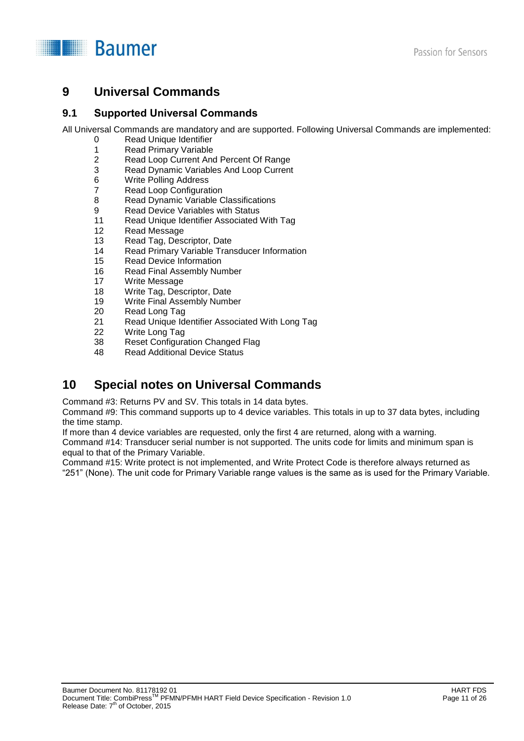# 9 Universal Commands

## 9.1 Supported Universal Commands

All Universal Commands are mandatory and are supported. Following Universal Commands are implemented:

| | |
|---|---|
| 0 | Read Unique Identifier |
| 1 | Read Primary Variable |
| 2 | Read Loop Current And Percent Of Range |
| 3 | Read Dynamic Variables And Loop Current |
| 6 | Write Polling Address |
| 7 | Read Loop Configuration |
| 8 | Read Dynamic Variable Classifications |
| 9 | Read Device Variables with Status |
| 11 | Read Unique Identifier Associated With Tag |
| 12 | Read Message |
| 13 | Read Tag, Descriptor, Date |
| 14 | Read Primary Variable Transducer Information |
| 15 | Read Device Information |
| 16 | Read Final Assembly Number |
| 17 | Write Message |
| 18 | Write Tag, Descriptor, Date |
| 19 | Write Final Assembly Number |
| 20 | Read Long Tag |
| 21 | Read Unique Identifier Associated With Long Tag |
| 22 | Write Long Tag |
| 38 | Reset Configuration Changed Flag |
| 48 | Read Additional Device Status |

# 10 Special notes on Universal Commands

Command #3: Returns PV and SV. This totals in 14 data bytes.
Command #9: This command supports up to 4 device variables. This totals in up to 37 data bytes, including the time stamp.
If more than 4 device variables are requested, only the first 4 are returned, along with a warning.
Command #14: Transducer serial number is not supported. The units code for limits and minimum span is equal to that of the Primary Variable.
Command #15: Write protect is not implemented, and Write Protect Code is therefore always returned as “251” (None). The unit code for Primary Variable range values is the same as is used for the Primary Variable.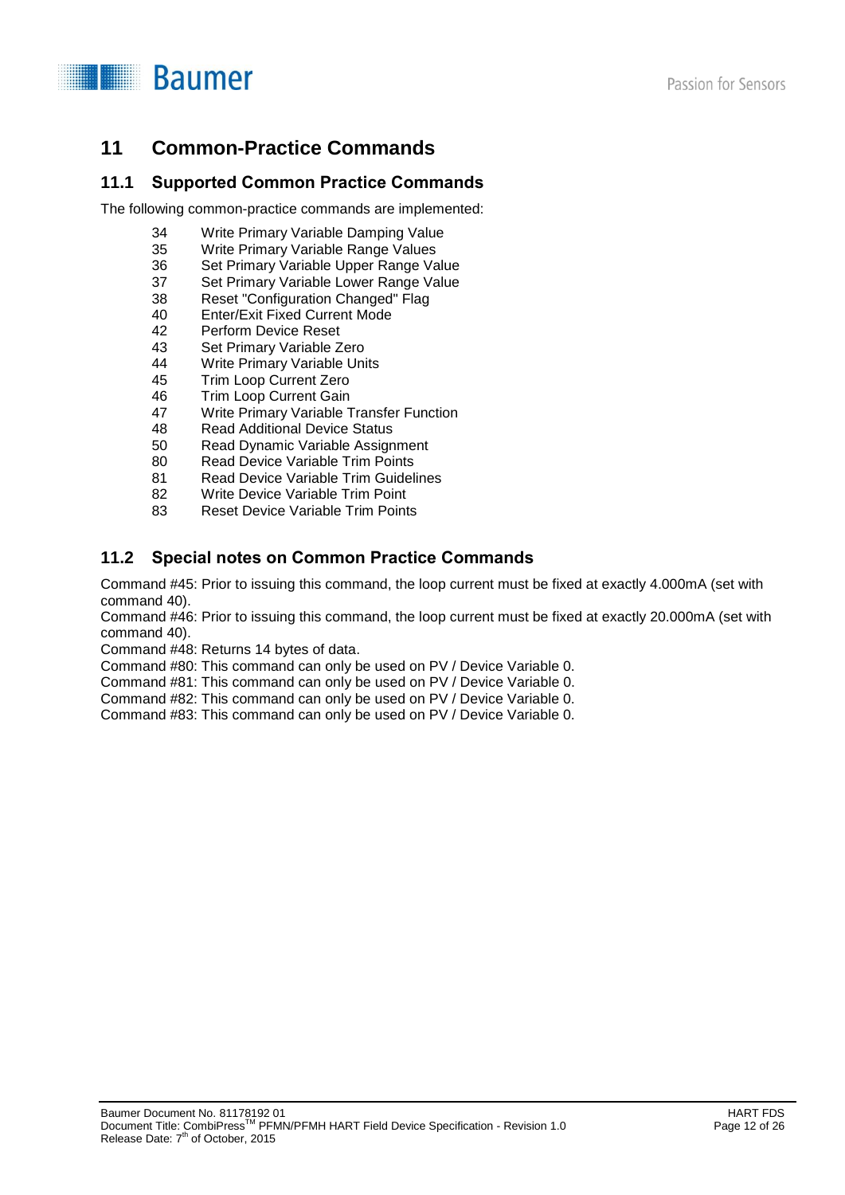# 11 Common-Practice Commands

## 11.1 Supported Common Practice Commands

The following common-practice commands are implemented:

| | |
|---|---|
| 34 | Write Primary Variable Damping Value |
| 35 | Write Primary Variable Range Values |
| 36 | Set Primary Variable Upper Range Value |
| 37 | Set Primary Variable Lower Range Value |
| 38 | Reset "Configuration Changed" Flag |
| 40 | Enter/Exit Fixed Current Mode |
| 42 | Perform Device Reset |
| 43 | Set Primary Variable Zero |
| 44 | Write Primary Variable Units |
| 45 | Trim Loop Current Zero |
| 46 | Trim Loop Current Gain |
| 47 | Write Primary Variable Transfer Function |
| 48 | Read Additional Device Status |
| 50 | Read Dynamic Variable Assignment |
| 80 | Read Device Variable Trim Points |
| 81 | Read Device Variable Trim Guidelines |
| 82 | Write Device Variable Trim Point |
| 83 | Reset Device Variable Trim Points |

## 11.2 Special notes on Common Practice Commands

Command #45: Prior to issuing this command, the loop current must be fixed at exactly 4.000mA (set with command 40).

Command #46: Prior to issuing this command, the loop current must be fixed at exactly 20.000mA (set with command 40).

Command #48: Returns 14 bytes of data.

Command #80: This command can only be used on PV / Device Variable 0.

Command #81: This command can only be used on PV / Device Variable 0.

Command #82: This command can only be used on PV / Device Variable 0.

Command #83: This command can only be used on PV / Device Variable 0.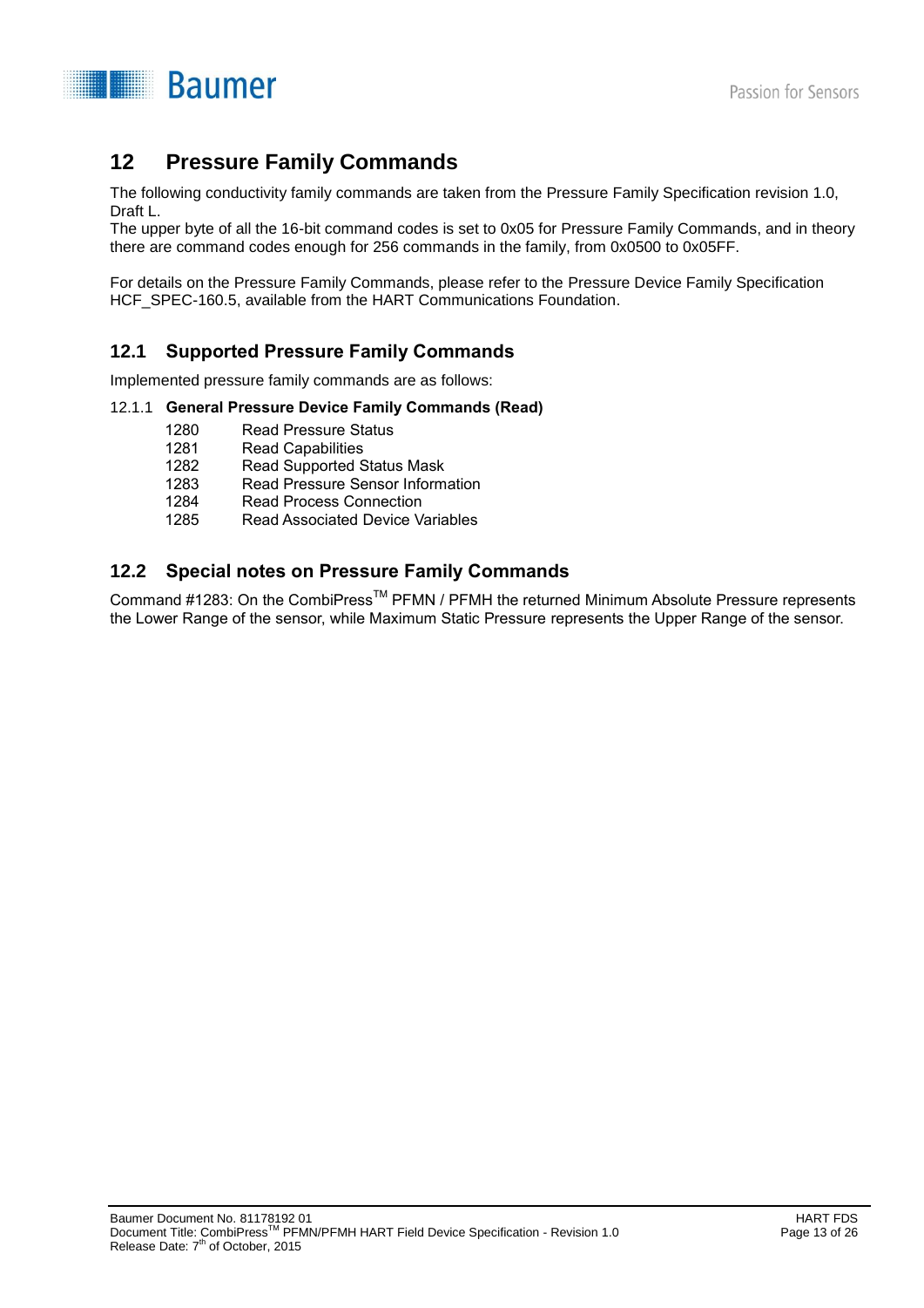# 12 Pressure Family Commands

The following conductivity family commands are taken from the Pressure Family Specification revision 1.0, Draft L.
The upper byte of all the 16-bit command codes is set to 0x05 for Pressure Family Commands, and in theory there are command codes enough for 256 commands in the family, from 0x0500 to 0x05FF.

For details on the Pressure Family Commands, please refer to the Pressure Device Family Specification HCF_SPEC-160.5, available from the HART Communications Foundation.

## 12.1 Supported Pressure Family Commands

Implemented pressure family commands are as follows:

### 12.1.1 General Pressure Device Family Commands (Read)

| | |
|---|---|
| 1280 | Read Pressure Status |
| 1281 | Read Capabilities |
| 1282 | Read Supported Status Mask |
| 1283 | Read Pressure Sensor Information |
| 1284 | Read Process Connection |
| 1285 | Read Associated Device Variables |

## 12.2 Special notes on Pressure Family Commands

Command #1283: On the CombiPress™ PFMN / PFMH the returned Minimum Absolute Pressure represents the Lower Range of the sensor, while Maximum Static Pressure represents the Upper Range of the sensor.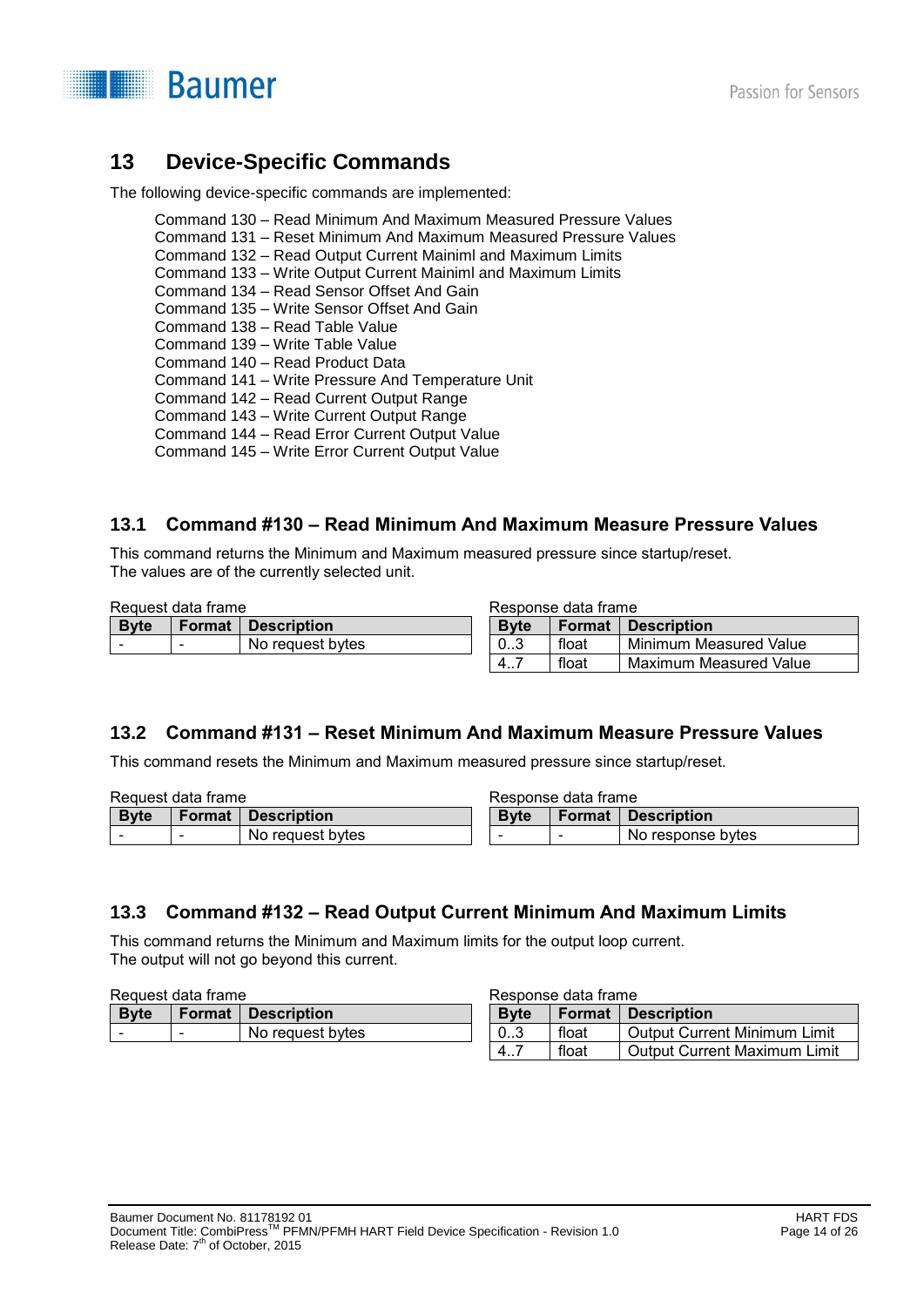## 13 Device-Specific Commands

The following device-specific commands are implemented:

Command 130 – Read Minimum And Maximum Measured Pressure Values
Command 131 – Reset Minimum And Maximum Measured Pressure Values
Command 132 – Read Output Current Mainiml and Maximum Limits
Command 133 – Write Output Current Mainiml and Maximum Limits
Command 134 – Read Sensor Offset And Gain
Command 135 – Write Sensor Offset And Gain
Command 138 – Read Table Value
Command 139 – Write Table Value
Command 140 – Read Product Data
Command 141 – Write Pressure And Temperature Unit
Command 142 – Read Current Output Range
Command 143 – Write Current Output Range
Command 144 – Read Error Current Output Value
Command 145 – Write Error Current Output Value

### 13.1 Command #130 – Read Minimum And Maximum Measure Pressure Values

This command returns the Minimum and Maximum measured pressure since startup/reset.
The values are of the currently selected unit.

Request data frame

| Byte | Format | Description |
|---|---|---|
| - | - | No request bytes |

Response data frame

| Byte | Format | Description |
|---|---|---|
| 0..3 | float | Minimum Measured Value |
| 4..7 | float | Maximum Measured Value |

### 13.2 Command #131 – Reset Minimum And Maximum Measure Pressure Values

This command resets the Minimum and Maximum measured pressure since startup/reset.

Request data frame

| Byte | Format | Description |
|---|---|---|
| - | - | No request bytes |

Response data frame

| Byte | Format | Description |
|---|---|---|
| - | - | No response bytes |

### 13.3 Command #132 – Read Output Current Minimum And Maximum Limits

This command returns the Minimum and Maximum limits for the output loop current.
The output will not go beyond this current.

Request data frame

| Byte | Format | Description |
|---|---|---|
| - | - | No request bytes |

Response data frame

| Byte | Format | Description |
|---|---|---|
| 0..3 | float | Output Current Minimum Limit |
| 4..7 | float | Output Current Maximum Limit |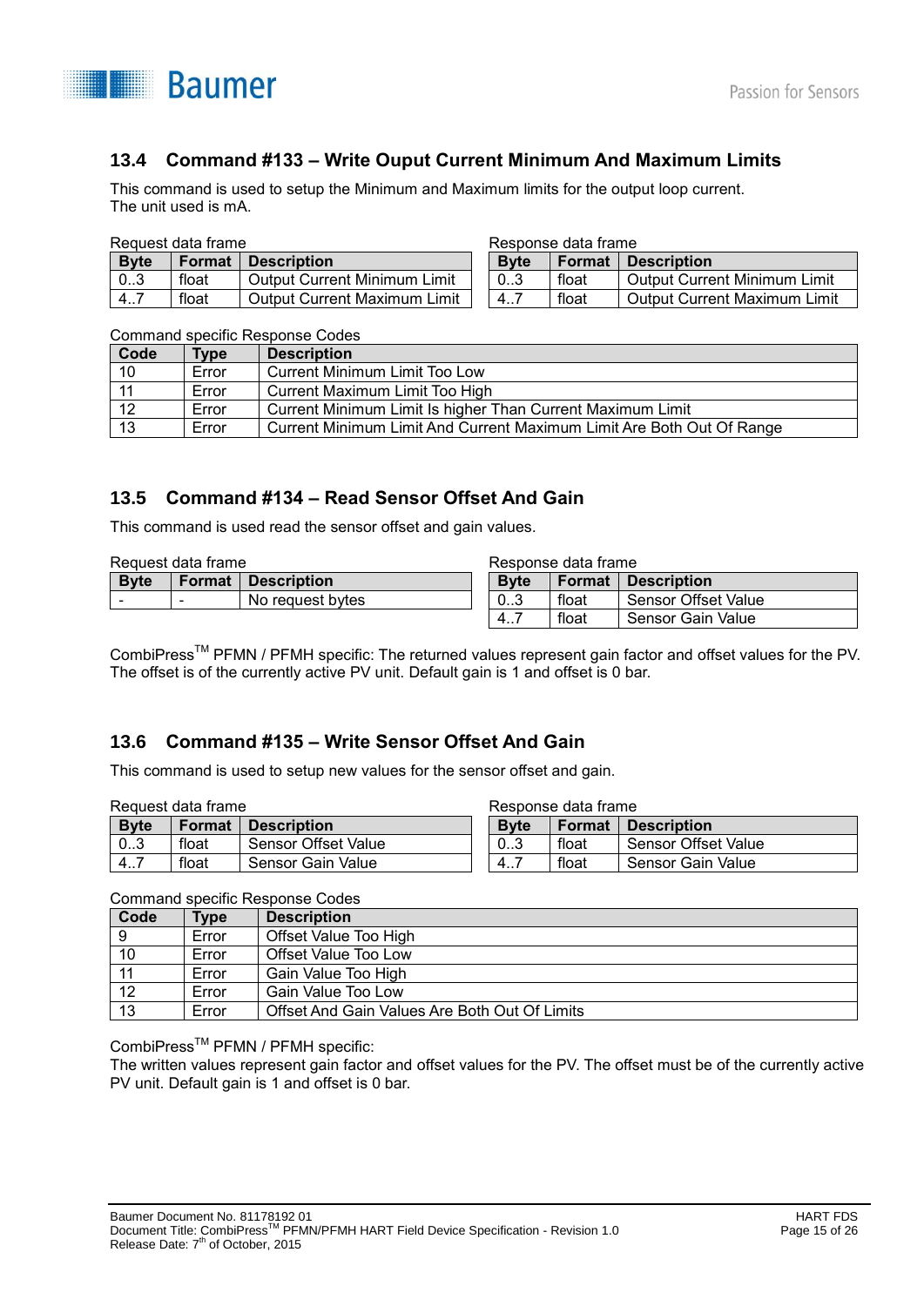## 13.4 Command #133 – Write Ouput Current Minimum And Maximum Limits

This command is used to setup the Minimum and Maximum limits for the output loop current.
The unit used is mA.

Request data frame

| Byte | Format | Description |
|---|---|---|
| 0..3 | float | Output Current Minimum Limit |
| 4..7 | float | Output Current Maximum Limit |

Response data frame

| Byte | Format | Description |
|---|---|---|
| 0..3 | float | Output Current Minimum Limit |
| 4..7 | float | Output Current Maximum Limit |

Command specific Response Codes

| Code | Type | Description |
|---|---|---|
| 10 | Error | Current Minimum Limit Too Low |
| 11 | Error | Current Maximum Limit Too High |
| 12 | Error | Current Minimum Limit Is higher Than Current Maximum Limit |
| 13 | Error | Current Minimum Limit And Current Maximum Limit Are Both Out Of Range |

## 13.5 Command #134 – Read Sensor Offset And Gain

This command is used read the sensor offset and gain values.

Request data frame

| Byte | Format | Description |
|---|---|---|
| - | - | No request bytes |

Response data frame

| Byte | Format | Description |
|---|---|---|
| 0..3 | float | Sensor Offset Value |
| 4..7 | float | Sensor Gain Value |

CombiPress™ PFMN / PFMH specific: The returned values represent gain factor and offset values for the PV. The offset is of the currently active PV unit. Default gain is 1 and offset is 0 bar.

## 13.6 Command #135 – Write Sensor Offset And Gain

This command is used to setup new values for the sensor offset and gain.

Request data frame

| Byte | Format | Description |
|---|---|---|
| 0..3 | float | Sensor Offset Value |
| 4..7 | float | Sensor Gain Value |

Response data frame

| Byte | Format | Description |
|---|---|---|
| 0..3 | float | Sensor Offset Value |
| 4..7 | float | Sensor Gain Value |

Command specific Response Codes

| Code | Type | Description |
|---|---|---|
| 9 | Error | Offset Value Too High |
| 10 | Error | Offset Value Too Low |
| 11 | Error | Gain Value Too High |
| 12 | Error | Gain Value Too Low |
| 13 | Error | Offset And Gain Values Are Both Out Of Limits |

CombiPress™ PFMN / PFMH specific:
The written values represent gain factor and offset values for the PV. The offset must be of the currently active PV unit. Default gain is 1 and offset is 0 bar.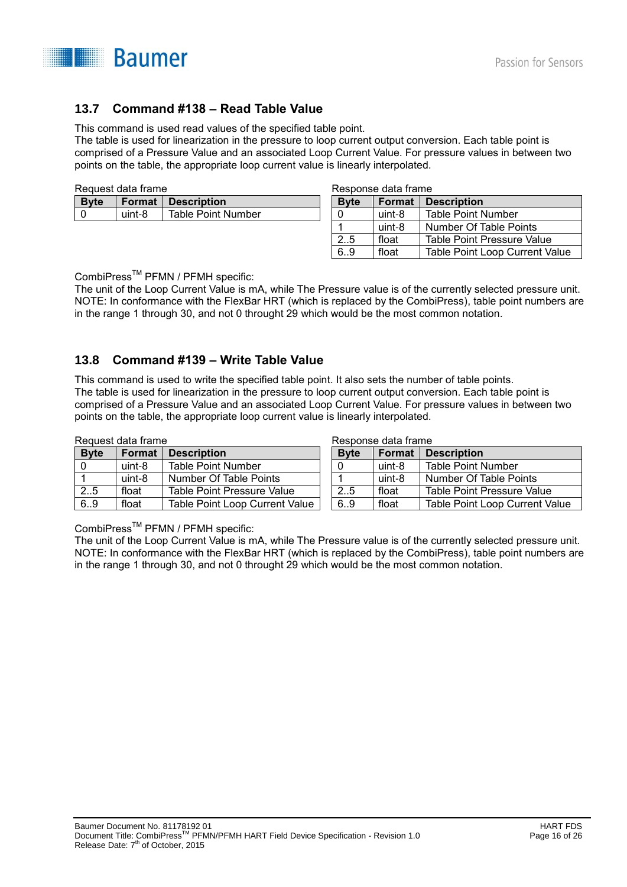## 13.7 Command #138 – Read Table Value

This command is used read values of the specified table point.
The table is used for linearization in the pressure to loop current output conversion. Each table point is comprised of a Pressure Value and an associated Loop Current Value. For pressure values in between two points on the table, the appropriate loop current value is linearly interpolated.

Request data frame

| Byte | Format | Description |
|---|---|---|
| 0 | uint-8 | Table Point Number |

Response data frame

| Byte | Format | Description |
|---|---|---|
| 0 | uint-8 | Table Point Number |
| 1 | uint-8 | Number Of Table Points |
| 2..5 | float | Table Point Pressure Value |
| 6..9 | float | Table Point Loop Current Value |

CombiPress™ PFMN / PFMH specific:
The unit of the Loop Current Value is mA, while The Pressure value is of the currently selected pressure unit.
NOTE: In conformance with the FlexBar HRT (which is replaced by the CombiPress), table point numbers are in the range 1 through 30, and not 0 throught 29 which would be the most common notation.

## 13.8 Command #139 – Write Table Value

This command is used to write the specified table point. It also sets the number of table points.
The table is used for linearization in the pressure to loop current output conversion. Each table point is comprised of a Pressure Value and an associated Loop Current Value. For pressure values in between two points on the table, the appropriate loop current value is linearly interpolated.

Request data frame

| Byte | Format | Description |
|---|---|---|
| 0 | uint-8 | Table Point Number |
| 1 | uint-8 | Number Of Table Points |
| 2..5 | float | Table Point Pressure Value |
| 6..9 | float | Table Point Loop Current Value |

Response data frame

| Byte | Format | Description |
|---|---|---|
| 0 | uint-8 | Table Point Number |
| 1 | uint-8 | Number Of Table Points |
| 2..5 | float | Table Point Pressure Value |
| 6..9 | float | Table Point Loop Current Value |

CombiPress™ PFMN / PFMH specific:
The unit of the Loop Current Value is mA, while The Pressure value is of the currently selected pressure unit.
NOTE: In conformance with the FlexBar HRT (which is replaced by the CombiPress), table point numbers are in the range 1 through 30, and not 0 throught 29 which would be the most common notation.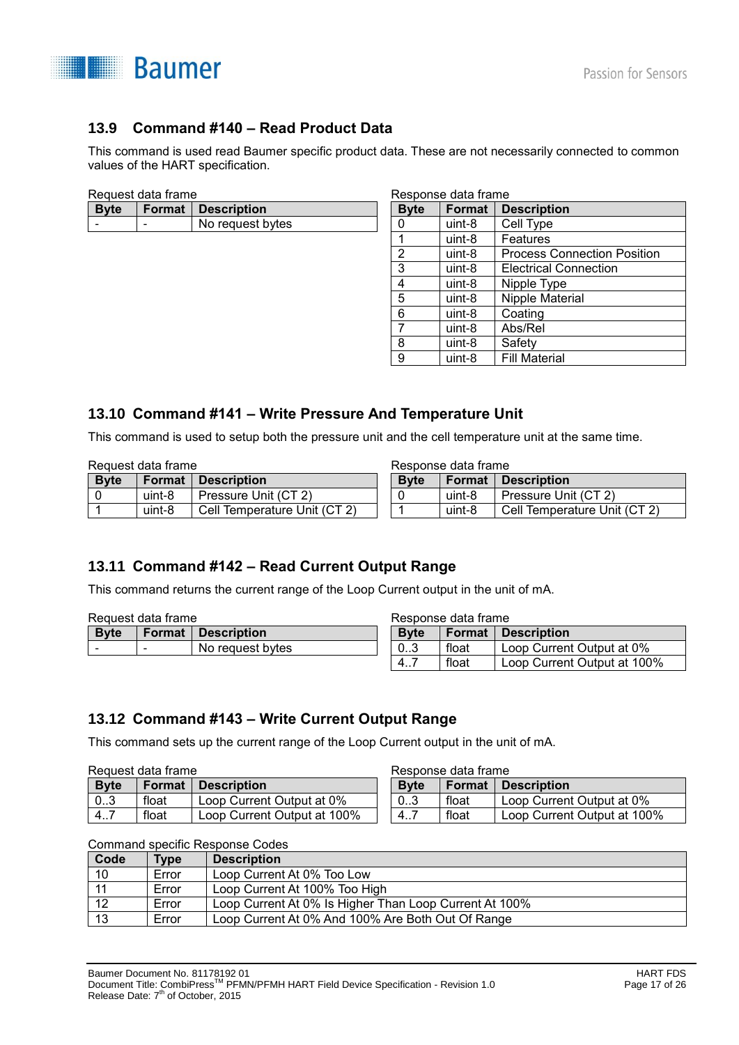## 13.9 Command #140 – Read Product Data

This command is used read Baumer specific product data. These are not necessarily connected to common values of the HART specification.

Request data frame

| Byte | Format | Description |
|---|---|---|
| - | - | No request bytes |

Response data frame

| Byte | Format | Description |
|---|---|---|
| 0 | uint-8 | Cell Type |
| 1 | uint-8 | Features |
| 2 | uint-8 | Process Connection Position |
| 3 | uint-8 | Electrical Connection |
| 4 | uint-8 | Nipple Type |
| 5 | uint-8 | Nipple Material |
| 6 | uint-8 | Coating |
| 7 | uint-8 | Abs/Rel |
| 8 | uint-8 | Safety |
| 9 | uint-8 | Fill Material |

## 13.10 Command #141 – Write Pressure And Temperature Unit

This command is used to setup both the pressure unit and the cell temperature unit at the same time.

Request data frame

| Byte | Format | Description |
|---|---|---|
| 0 | uint-8 | Pressure Unit (CT 2) |
| 1 | uint-8 | Cell Temperature Unit (CT 2) |

Response data frame

| Byte | Format | Description |
|---|---|---|
| 0 | uint-8 | Pressure Unit (CT 2) |
| 1 | uint-8 | Cell Temperature Unit (CT 2) |

## 13.11 Command #142 – Read Current Output Range

This command returns the current range of the Loop Current output in the unit of mA.

Request data frame

| Byte | Format | Description |
|---|---|---|
| - | - | No request bytes |

Response data frame

| Byte | Format | Description |
|---|---|---|
| 0..3 | float | Loop Current Output at 0% |
| 4..7 | float | Loop Current Output at 100% |

## 13.12 Command #143 – Write Current Output Range

This command sets up the current range of the Loop Current output in the unit of mA.

Request data frame

| Byte | Format | Description |
|---|---|---|
| 0..3 | float | Loop Current Output at 0% |
| 4..7 | float | Loop Current Output at 100% |

Response data frame

| Byte | Format | Description |
|---|---|---|
| 0..3 | float | Loop Current Output at 0% |
| 4..7 | float | Loop Current Output at 100% |

Command specific Response Codes

| Code | Type | Description |
|---|---|---|
| 10 | Error | Loop Current At 0% Too Low |
| 11 | Error | Loop Current At 100% Too High |
| 12 | Error | Loop Current At 0% Is Higher Than Loop Current At 100% |
| 13 | Error | Loop Current At 0% And 100% Are Both Out Of Range |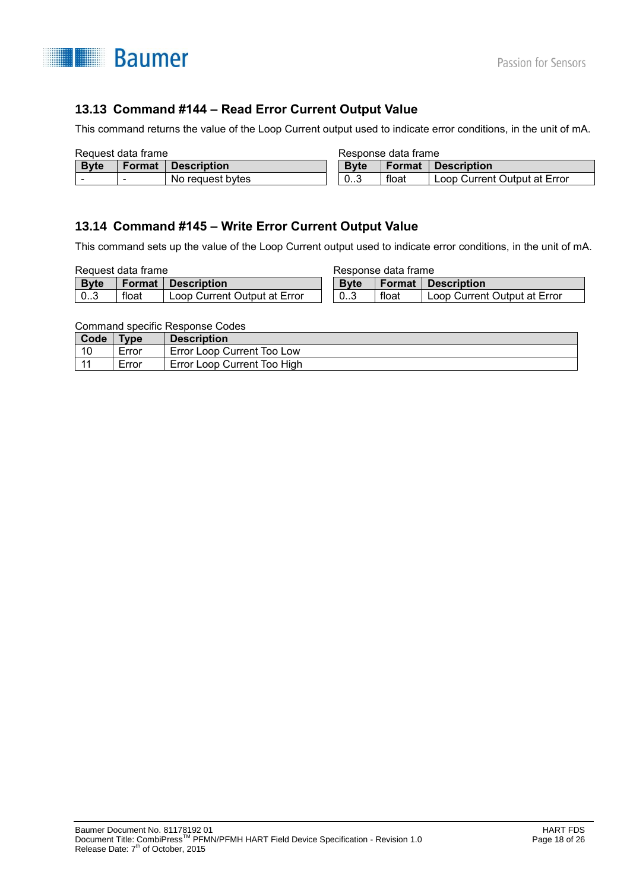## 13.13 Command #144 – Read Error Current Output Value

This command returns the value of the Loop Current output used to indicate error conditions, in the unit of mA.

Request data frame

| Byte | Format | Description |
|---|---|---|
| - | - | No request bytes |

Response data frame

| Byte | Format | Description |
|---|---|---|
| 0..3 | float | Loop Current Output at Error |

## 13.14 Command #145 – Write Error Current Output Value

This command sets up the value of the Loop Current output used to indicate error conditions, in the unit of mA.

Request data frame

| Byte | Format | Description |
|---|---|---|
| 0..3 | float | Loop Current Output at Error |

Response data frame

| Byte | Format | Description |
|---|---|---|
| 0..3 | float | Loop Current Output at Error |

Command specific Response Codes

| Code | Type | Description |
|---|---|---|
| 10 | Error | Error Loop Current Too Low |
| 11 | Error | Error Loop Current Too High |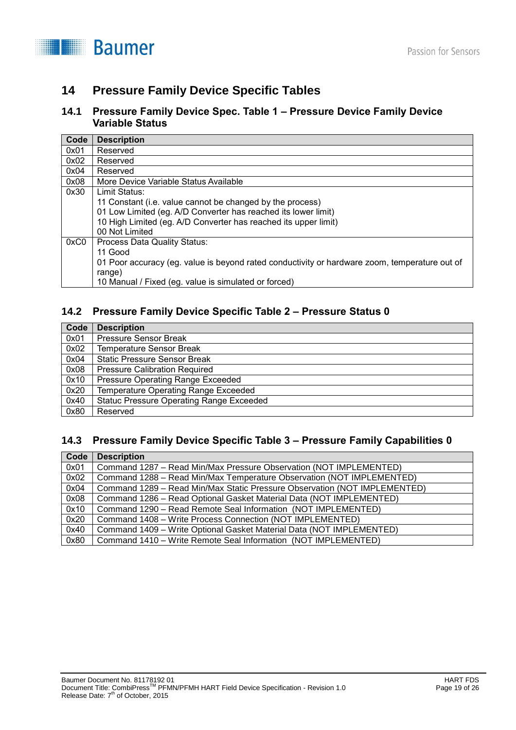# 14 Pressure Family Device Specific Tables

## 14.1 Pressure Family Device Spec. Table 1 – Pressure Device Family Device Variable Status

| Code | Description |
|---|---|
| 0x01 | Reserved |
| 0x02 | Reserved |
| 0x04 | Reserved |
| 0x08 | More Device Variable Status Available |
| 0x30 | Limit Status:<br>11 Constant (i.e. value cannot be changed by the process)<br>01 Low Limited (eg. A/D Converter has reached its lower limit)<br>10 High Limited (eg. A/D Converter has reached its upper limit)<br>00 Not Limited |
| 0xC0 | Process Data Quality Status:<br>11 Good<br>01 Poor accuracy (eg. value is beyond rated conductivity or hardware zoom, temperature out of range)<br>10 Manual / Fixed (eg. value is simulated or forced) |

## 14.2 Pressure Family Device Specific Table 2 – Pressure Status 0

| Code | Description |
|---|---|
| 0x01 | Pressure Sensor Break |
| 0x02 | Temperature Sensor Break |
| 0x04 | Static Pressure Sensor Break |
| 0x08 | Pressure Calibration Required |
| 0x10 | Pressure Operating Range Exceeded |
| 0x20 | Temperature Operating Range Exceeded |
| 0x40 | Statuc Pressure Operating Range Exceeded |
| 0x80 | Reserved |

## 14.3 Pressure Family Device Specific Table 3 – Pressure Family Capabilities 0

| Code | Description |
|---|---|
| 0x01 | Command 1287 – Read Min/Max Pressure Observation (NOT IMPLEMENTED) |
| 0x02 | Command 1288 – Read Min/Max Temperature Observation (NOT IMPLEMENTED) |
| 0x04 | Command 1289 – Read Min/Max Static Pressure Observation (NOT IMPLEMENTED) |
| 0x08 | Command 1286 – Read Optional Gasket Material Data (NOT IMPLEMENTED) |
| 0x10 | Command 1290 – Read Remote Seal Information (NOT IMPLEMENTED) |
| 0x20 | Command 1408 – Write Process Connection (NOT IMPLEMENTED) |
| 0x40 | Command 1409 – Write Optional Gasket Material Data (NOT IMPLEMENTED) |
| 0x80 | Command 1410 – Write Remote Seal Information (NOT IMPLEMENTED) |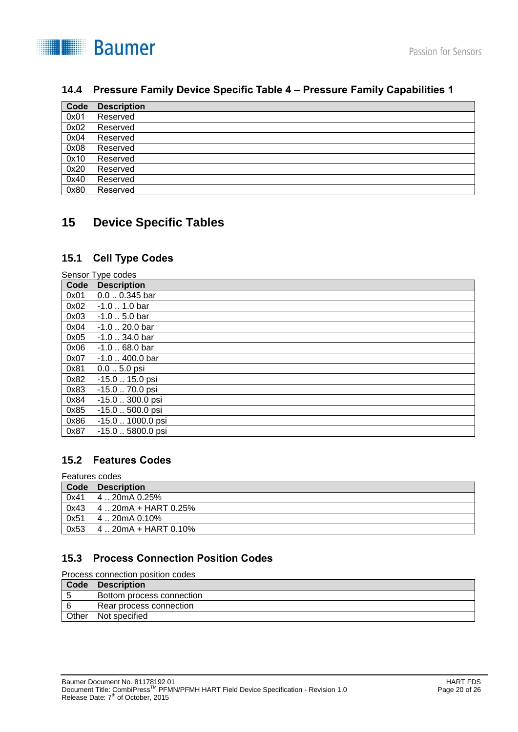### 14.4 Pressure Family Device Specific Table 4 – Pressure Family Capabilities 1

| Code | Description |
|---|---|
| 0x01 | Reserved |
| 0x02 | Reserved |
| 0x04 | Reserved |
| 0x08 | Reserved |
| 0x10 | Reserved |
| 0x20 | Reserved |
| 0x40 | Reserved |
| 0x80 | Reserved |

## 15 Device Specific Tables

### 15.1 Cell Type Codes

Sensor Type codes

| Code | Description |
|---|---|
| 0x01 | 0.0 .. 0.345 bar |
| 0x02 | -1.0 .. 1.0 bar |
| 0x03 | -1.0 .. 5.0 bar |
| 0x04 | -1.0 .. 20.0 bar |
| 0x05 | -1.0 .. 34.0 bar |
| 0x06 | -1.0 .. 68.0 bar |
| 0x07 | -1.0 .. 400.0 bar |
| 0x81 | 0.0 .. 5.0 psi |
| 0x82 | -15.0 .. 15.0 psi |
| 0x83 | -15.0 .. 70.0 psi |
| 0x84 | -15.0 .. 300.0 psi |
| 0x85 | -15.0 .. 500.0 psi |
| 0x86 | -15.0 .. 1000.0 psi |
| 0x87 | -15.0 .. 5800.0 psi |

### 15.2 Features Codes

Features codes

| Code | Description |
|---|---|
| 0x41 | 4 .. 20mA 0.25% |
| 0x43 | 4 .. 20mA + HART 0.25% |
| 0x51 | 4 .. 20mA 0.10% |
| 0x53 | 4 .. 20mA + HART 0.10% |

### 15.3 Process Connection Position Codes

Process connection position codes

| Code | Description |
|---|---|
| 5 | Bottom process connection |
| 6 | Rear process connection |
| Other | Not specified |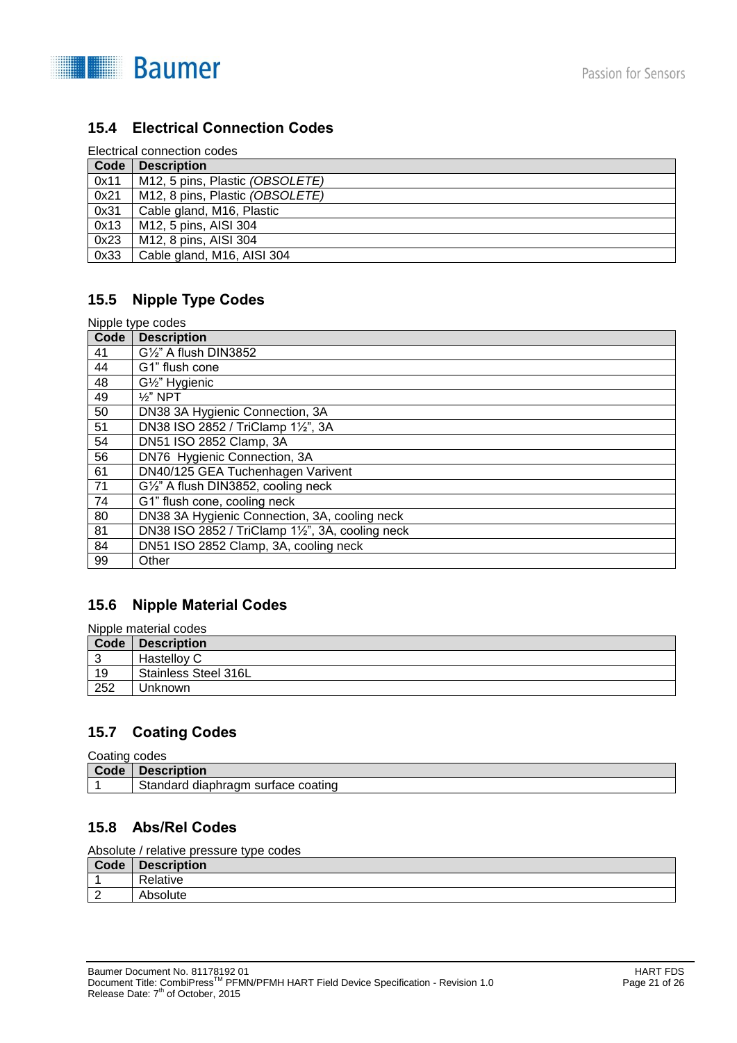## 15.4 Electrical Connection Codes

Electrical connection codes

| Code | Description |
|---|---|
| 0x11 | M12, 5 pins, Plastic *(OBSOLETE)* |
| 0x21 | M12, 8 pins, Plastic *(OBSOLETE)* |
| 0x31 | Cable gland, M16, Plastic |
| 0x13 | M12, 5 pins, AISI 304 |
| 0x23 | M12, 8 pins, AISI 304 |
| 0x33 | Cable gland, M16, AISI 304 |

## 15.5 Nipple Type Codes

Nipple type codes

| Code | Description |
|---|---|
| 41 | G½" A flush DIN3852 |
| 44 | G1" flush cone |
| 48 | G½" Hygienic |
| 49 | ½" NPT |
| 50 | DN38 3A Hygienic Connection, 3A |
| 51 | DN38 ISO 2852 / TriClamp 1½", 3A |
| 54 | DN51 ISO 2852 Clamp, 3A |
| 56 | DN76 Hygienic Connection, 3A |
| 61 | DN40/125 GEA Tuchenhagen Varivent |
| 71 | G½" A flush DIN3852, cooling neck |
| 74 | G1" flush cone, cooling neck |
| 80 | DN38 3A Hygienic Connection, 3A, cooling neck |
| 81 | DN38 ISO 2852 / TriClamp 1½", 3A, cooling neck |
| 84 | DN51 ISO 2852 Clamp, 3A, cooling neck |
| 99 | Other |

## 15.6 Nipple Material Codes

Nipple material codes

| Code | Description |
|---|---|
| 3 | Hastelloy C |
| 19 | Stainless Steel 316L |
| 252 | Unknown |

## 15.7 Coating Codes

Coating codes

| Code | Description |
|---|---|
| 1 | Standard diaphragm surface coating |

## 15.8 Abs/Rel Codes

Absolute / relative pressure type codes

| Code | Description |
|---|---|
| 1 | Relative |
| 2 | Absolute |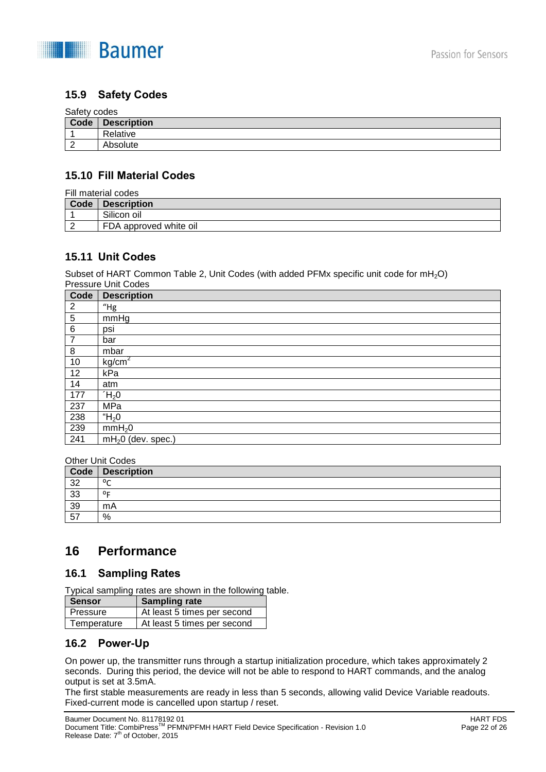## 15.9 Safety Codes

Safety codes

| Code | Description |
|---|---|
| 1 | Relative |
| 2 | Absolute |

## 15.10 Fill Material Codes

Fill material codes

| Code | Description |
|---|---|
| 1 | Silicon oil |
| 2 | FDA approved white oil |

## 15.11 Unit Codes

Subset of HART Common Table 2, Unit Codes (with added PFMx specific unit code for $mH_2O$)
Pressure Unit Codes

| Code | Description |
|---|---|
| 2 | "Hg |
| 5 | mmHg |
| 6 | psi |
| 7 | bar |
| 8 | mbar |
| 10 | $kg/cm^2$ |
| 12 | kPa |
| 14 | atm |
| 177 | ´$H_20$ |
| 237 | MPa |
| 238 | "$H_20$ |
| 239 | $mmH_20$ |
| 241 | $mH_20$ (dev. spec.) |

Other Unit Codes

| Code | Description |
|---|---|
| 32 | ºC |
| 33 | ºF |
| 39 | mA |
| 57 | % |

# 16 Performance

## 16.1 Sampling Rates

Typical sampling rates are shown in the following table.

| Sensor | Sampling rate |
|---|---|
| Pressure | At least 5 times per second |
| Temperature | At least 5 times per second |

## 16.2 Power-Up

On power up, the transmitter runs through a startup initialization procedure, which takes approximately 2 seconds. During this period, the device will not be able to respond to HART commands, and the analog output is set at 3.5mA.
The first stable measurements are ready in less than 5 seconds, allowing valid Device Variable readouts. Fixed-current mode is cancelled upon startup / reset.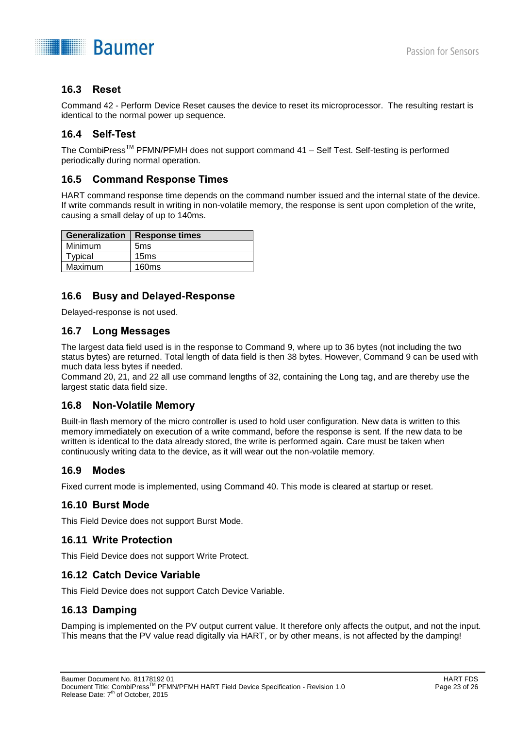## 16.3 Reset

Command 42 - Perform Device Reset causes the device to reset its microprocessor. The resulting restart is identical to the normal power up sequence.

## 16.4 Self-Test

The CombiPress™ PFMN/PFMH does not support command 41 – Self Test. Self-testing is performed periodically during normal operation.

## 16.5 Command Response Times

HART command response time depends on the command number issued and the internal state of the device. If write commands result in writing in non-volatile memory, the response is sent upon completion of the write, causing a small delay of up to 140ms.

| Generalization | Response times |
|---|---|
| Minimum | 5ms |
| Typical | 15ms |
| Maximum | 160ms |

## 16.6 Busy and Delayed-Response

Delayed-response is not used.

## 16.7 Long Messages

The largest data field used is in the response to Command 9, where up to 36 bytes (not including the two status bytes) are returned. Total length of data field is then 38 bytes. However, Command 9 can be used with much data less bytes if needed.
Command 20, 21, and 22 all use command lengths of 32, containing the Long tag, and are thereby use the largest static data field size.

## 16.8 Non-Volatile Memory

Built-in flash memory of the micro controller is used to hold user configuration. New data is written to this memory immediately on execution of a write command, before the response is sent. If the new data to be written is identical to the data already stored, the write is performed again. Care must be taken when continuously writing data to the device, as it will wear out the non-volatile memory.

## 16.9 Modes

Fixed current mode is implemented, using Command 40. This mode is cleared at startup or reset.

## 16.10 Burst Mode

This Field Device does not support Burst Mode.

## 16.11 Write Protection

This Field Device does not support Write Protect.

## 16.12 Catch Device Variable

This Field Device does not support Catch Device Variable.

## 16.13 Damping

Damping is implemented on the PV output current value. It therefore only affects the output, and not the input. This means that the PV value read digitally via HART, or by other means, is not affected by the damping!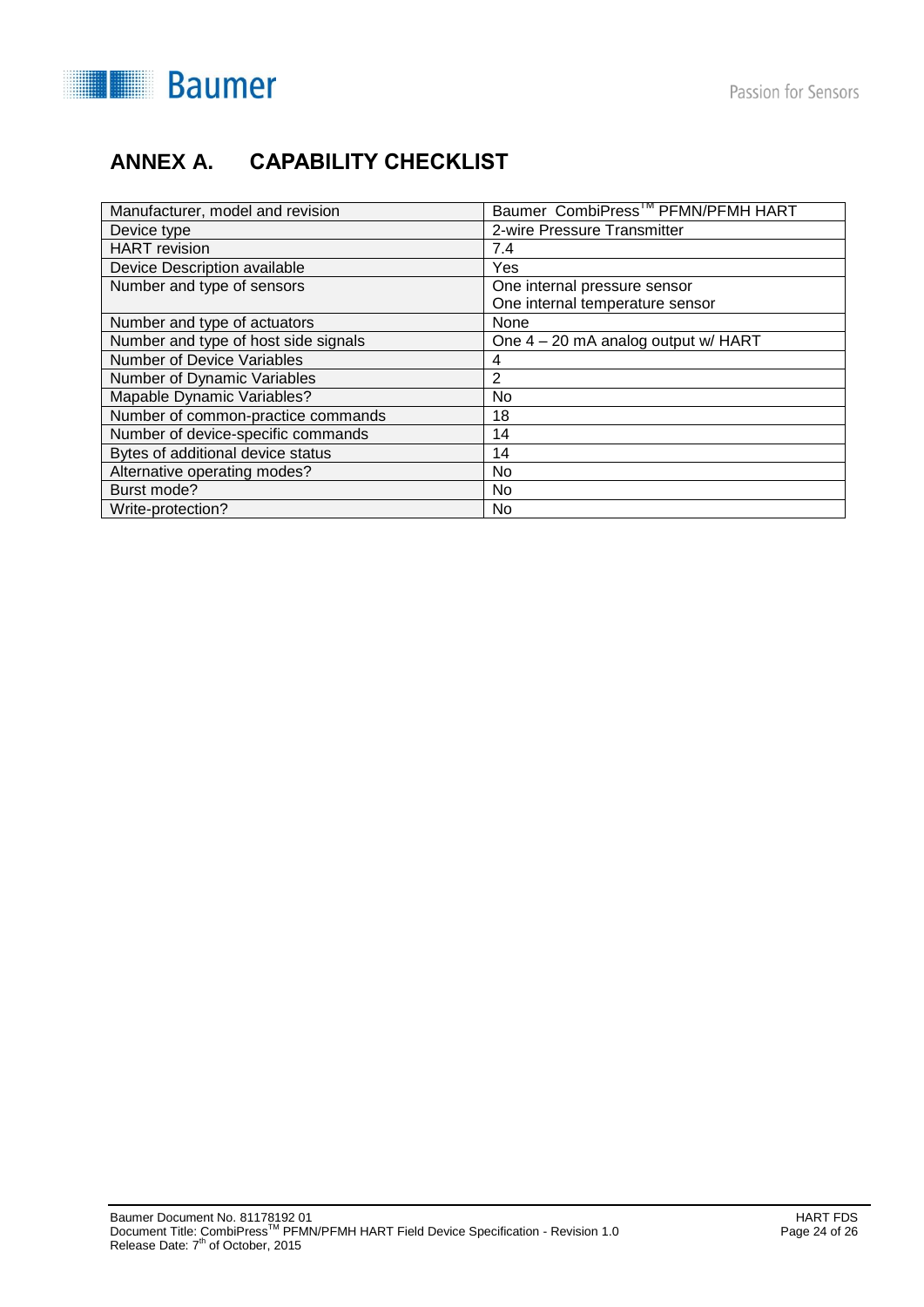# ANNEX A. CAPABILITY CHECKLIST

| Manufacturer, model and revision | Baumer CombiPress™ PFMN/PFMH HART |
|---|---|
| Device type | 2-wire Pressure Transmitter |
| HART revision | 7.4 |
| Device Description available | Yes |
| Number and type of sensors | One internal pressure sensor<br>One internal temperature sensor |
| Number and type of actuators | None |
| Number and type of host side signals | One 4 – 20 mA analog output w/ HART |
| Number of Device Variables | 4 |
| Number of Dynamic Variables | 2 |
| Mapable Dynamic Variables? | No |
| Number of common-practice commands | 18 |
| Number of device-specific commands | 14 |
| Bytes of additional device status | 14 |
| Alternative operating modes? | No |
| Burst mode? | No |
| Write-protection? | No |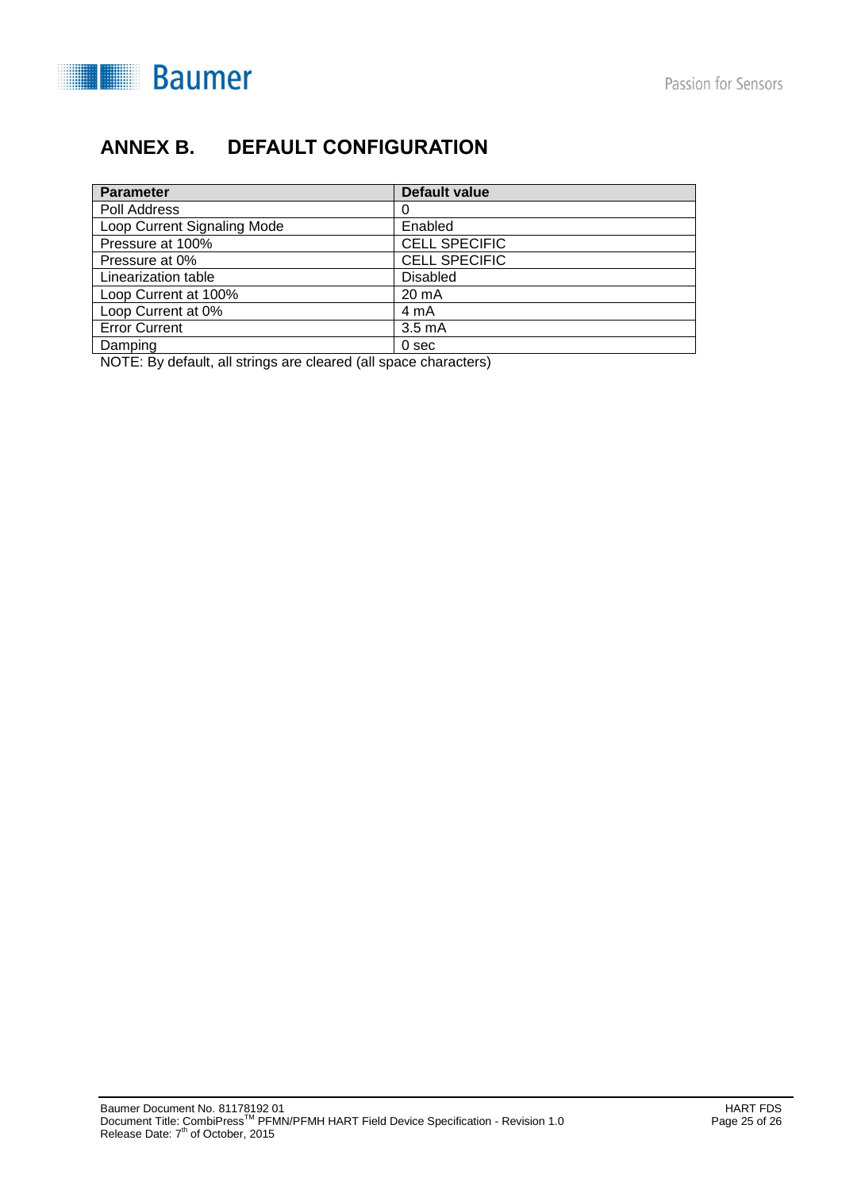# ANNEX B. DEFAULT CONFIGURATION

| Parameter | Default value |
|---|---|
| Poll Address | 0 |
| Loop Current Signaling Mode | Enabled |
| Pressure at 100% | CELL SPECIFIC |
| Pressure at 0% | CELL SPECIFIC |
| Linearization table | Disabled |
| Loop Current at 100% | 20 mA |
| Loop Current at 0% | 4 mA |
| Error Current | 3.5 mA |
| Damping | 0 sec |

NOTE: By default, all strings are cleared (all space characters)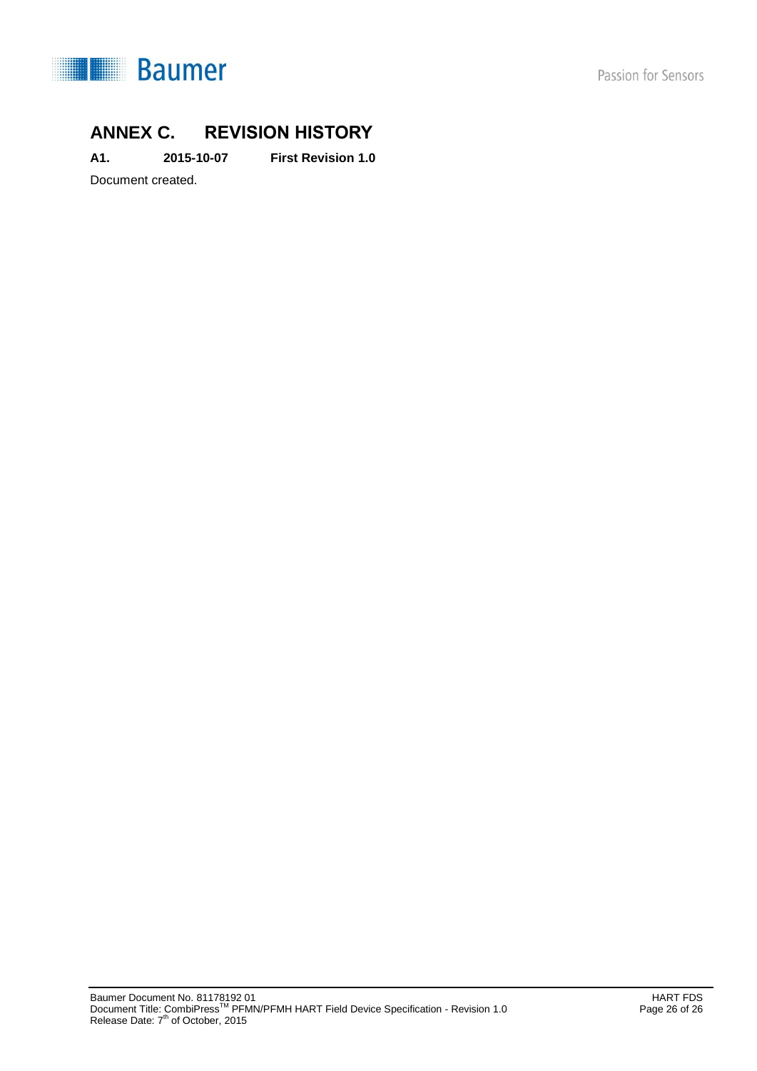# ANNEX C. REVISION HISTORY

**A1. 2015-10-07 First Revision 1.0**

Document created.